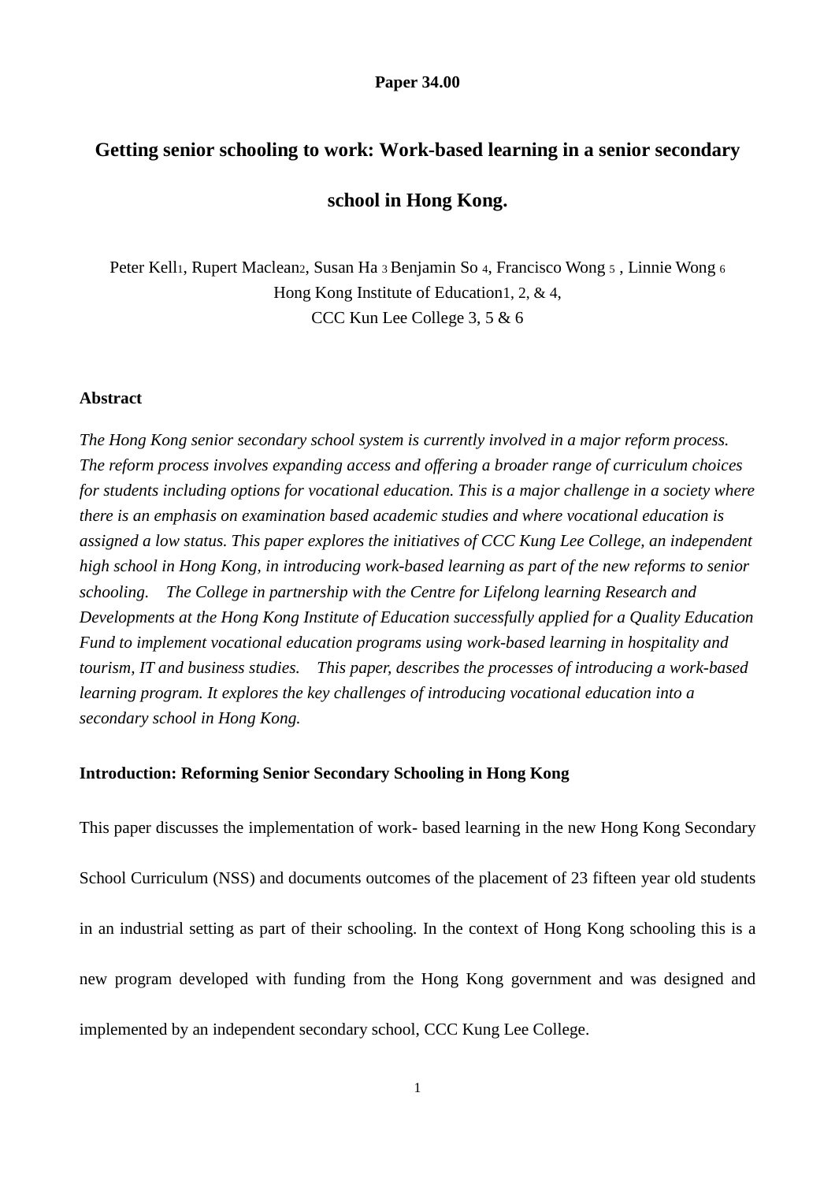**Paper 34.00**

# Getting senior schooling to work: Work-based learning in a senior secondary school in Hong Kong.

Peter Kell[1], Rupert Maclean[2], Susan Ha [3] Benjamin So [4], Francisco Wong [5] , Linnie Wong [6]
Hong Kong Institute of Education[1, 2, & 4],
CCC Kun Lee College [3, 5 & 6]

## Abstract

*The Hong Kong senior secondary school system is currently involved in a major reform process. The reform process involves expanding access and offering a broader range of curriculum choices for students including options for vocational education. This is a major challenge in a society where there is an emphasis on examination based academic studies and where vocational education is assigned a low status. This paper explores the initiatives of CCC Kung Lee College, an independent high school in Hong Kong, in introducing work-based learning as part of the new reforms to senior schooling. The College in partnership with the Centre for Lifelong learning Research and Developments at the Hong Kong Institute of Education successfully applied for a Quality Education Fund to implement vocational education programs using work-based learning in hospitality and tourism, IT and business studies. This paper, describes the processes of introducing a work-based learning program. It explores the key challenges of introducing vocational education into a secondary school in Hong Kong.*

## Introduction: Reforming Senior Secondary Schooling in Hong Kong

This paper discusses the implementation of work- based learning in the new Hong Kong Secondary School Curriculum (NSS) and documents outcomes of the placement of 23 fifteen year old students in an industrial setting as part of their schooling. In the context of Hong Kong schooling this is a new program developed with funding from the Hong Kong government and was designed and implemented by an independent secondary school, CCC Kung Lee College.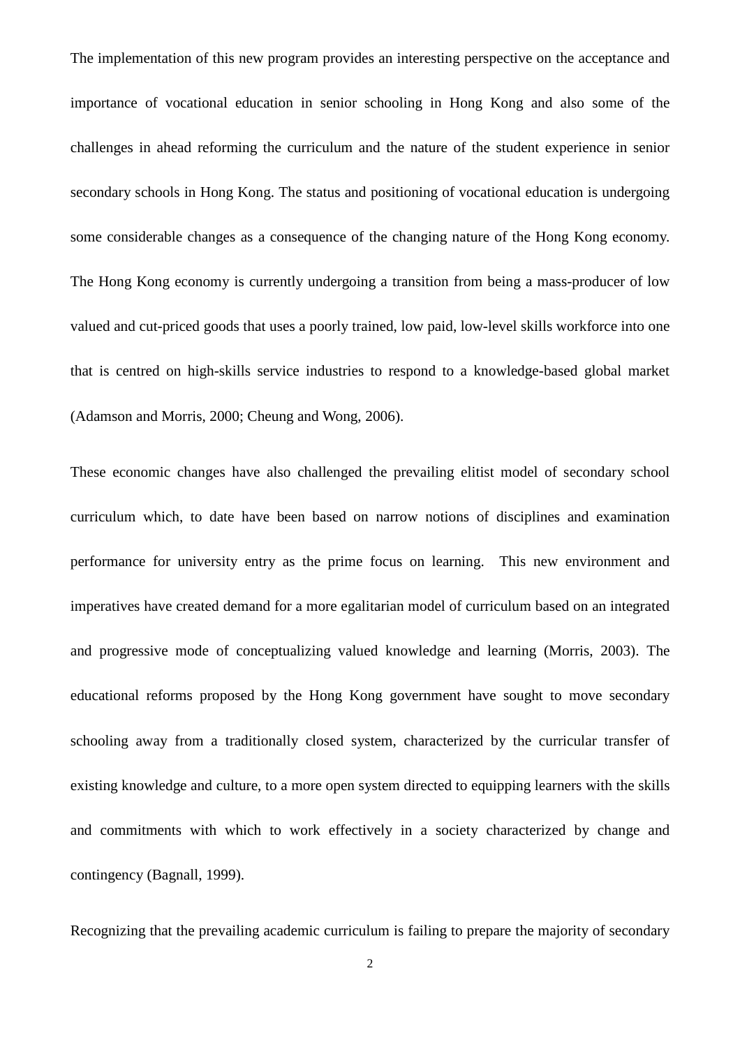The implementation of this new program provides an interesting perspective on the acceptance and importance of vocational education in senior schooling in Hong Kong and also some of the challenges in ahead reforming the curriculum and the nature of the student experience in senior secondary schools in Hong Kong. The status and positioning of vocational education is undergoing some considerable changes as a consequence of the changing nature of the Hong Kong economy. The Hong Kong economy is currently undergoing a transition from being a mass-producer of low valued and cut-priced goods that uses a poorly trained, low paid, low-level skills workforce into one that is centred on high-skills service industries to respond to a knowledge-based global market (Adamson and Morris, 2000; Cheung and Wong, 2006).

These economic changes have also challenged the prevailing elitist model of secondary school curriculum which, to date have been based on narrow notions of disciplines and examination performance for university entry as the prime focus on learning. This new environment and imperatives have created demand for a more egalitarian model of curriculum based on an integrated and progressive mode of conceptualizing valued knowledge and learning (Morris, 2003). The educational reforms proposed by the Hong Kong government have sought to move secondary schooling away from a traditionally closed system, characterized by the curricular transfer of existing knowledge and culture, to a more open system directed to equipping learners with the skills and commitments with which to work effectively in a society characterized by change and contingency (Bagnall, 1999).

Recognizing that the prevailing academic curriculum is failing to prepare the majority of secondary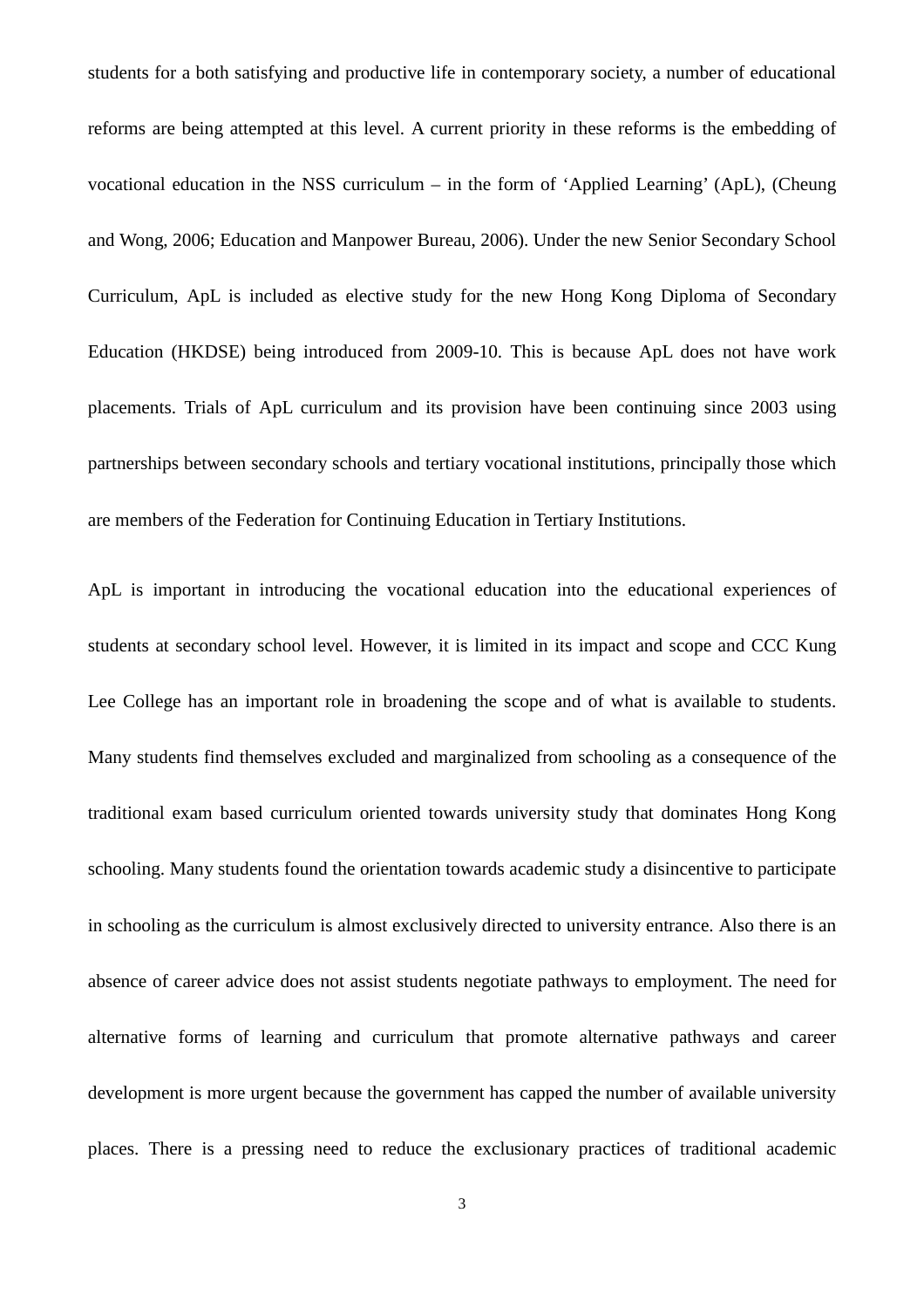students for a both satisfying and productive life in contemporary society, a number of educational reforms are being attempted at this level. A current priority in these reforms is the embedding of vocational education in the NSS curriculum – in the form of 'Applied Learning' (ApL), (Cheung and Wong, 2006; Education and Manpower Bureau, 2006). Under the new Senior Secondary School Curriculum, ApL is included as elective study for the new Hong Kong Diploma of Secondary Education (HKDSE) being introduced from 2009-10. This is because ApL does not have work placements. Trials of ApL curriculum and its provision have been continuing since 2003 using partnerships between secondary schools and tertiary vocational institutions, principally those which are members of the Federation for Continuing Education in Tertiary Institutions.

ApL is important in introducing the vocational education into the educational experiences of students at secondary school level. However, it is limited in its impact and scope and CCC Kung Lee College has an important role in broadening the scope and of what is available to students. Many students find themselves excluded and marginalized from schooling as a consequence of the traditional exam based curriculum oriented towards university study that dominates Hong Kong schooling. Many students found the orientation towards academic study a disincentive to participate in schooling as the curriculum is almost exclusively directed to university entrance. Also there is an absence of career advice does not assist students negotiate pathways to employment. The need for alternative forms of learning and curriculum that promote alternative pathways and career development is more urgent because the government has capped the number of available university places. There is a pressing need to reduce the exclusionary practices of traditional academic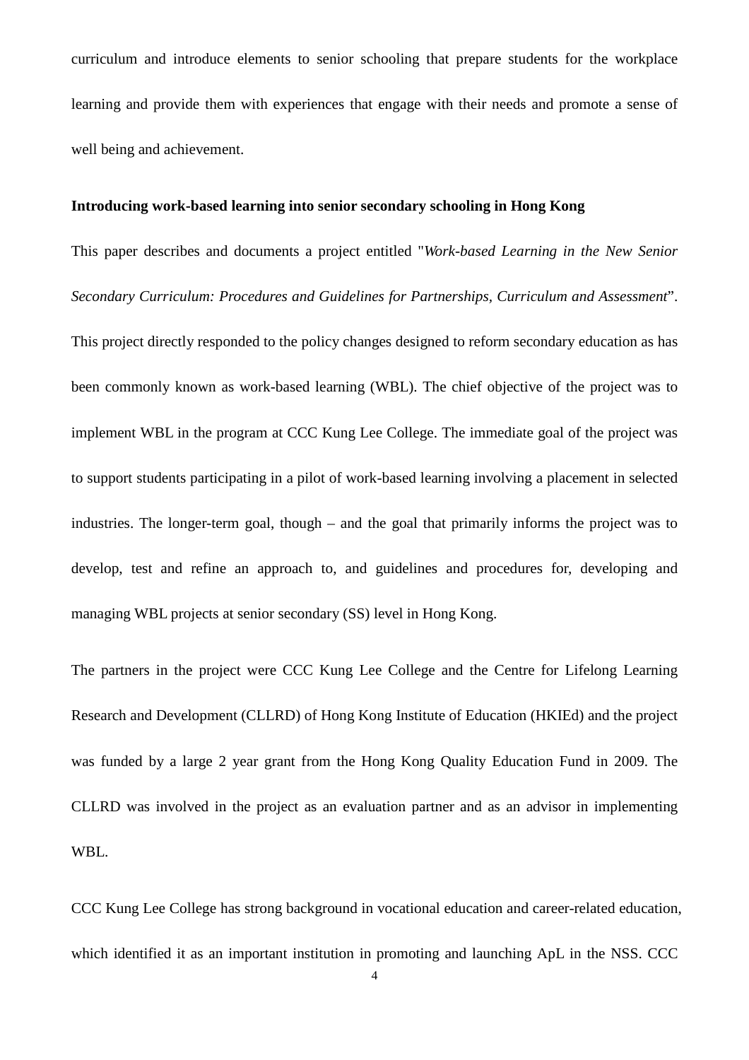curriculum and introduce elements to senior schooling that prepare students for the workplace learning and provide them with experiences that engage with their needs and promote a sense of well being and achievement.

**Introducing work-based learning into senior secondary schooling in Hong Kong**

This paper describes and documents a project entitled "*Work-based Learning in the New Senior Secondary Curriculum: Procedures and Guidelines for Partnerships, Curriculum and Assessment*". This project directly responded to the policy changes designed to reform secondary education as has been commonly known as work-based learning (WBL). The chief objective of the project was to implement WBL in the program at CCC Kung Lee College. The immediate goal of the project was to support students participating in a pilot of work-based learning involving a placement in selected industries. The longer-term goal, though – and the goal that primarily informs the project was to develop, test and refine an approach to, and guidelines and procedures for, developing and managing WBL projects at senior secondary (SS) level in Hong Kong.

The partners in the project were CCC Kung Lee College and the Centre for Lifelong Learning Research and Development (CLLRD) of Hong Kong Institute of Education (HKIEd) and the project was funded by a large 2 year grant from the Hong Kong Quality Education Fund in 2009. The CLLRD was involved in the project as an evaluation partner and as an advisor in implementing WBL.

CCC Kung Lee College has strong background in vocational education and career-related education, which identified it as an important institution in promoting and launching ApL in the NSS. CCC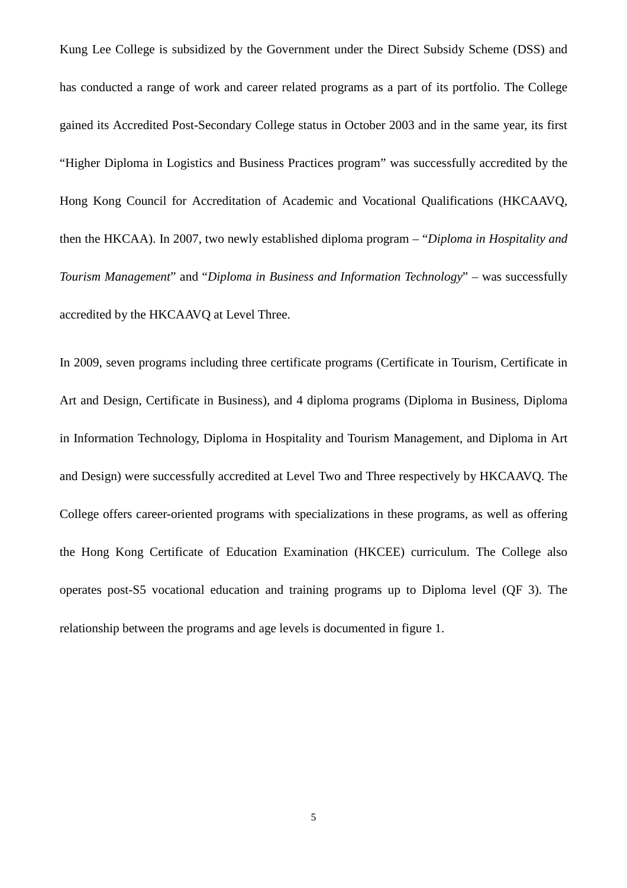Kung Lee College is subsidized by the Government under the Direct Subsidy Scheme (DSS) and has conducted a range of work and career related programs as a part of its portfolio. The College gained its Accredited Post-Secondary College status in October 2003 and in the same year, its first "Higher Diploma in Logistics and Business Practices program" was successfully accredited by the Hong Kong Council for Accreditation of Academic and Vocational Qualifications (HKCAAVQ, then the HKCAA). In 2007, two newly established diploma program – "*Diploma in Hospitality and Tourism Management*" and "*Diploma in Business and Information Technology*" – was successfully accredited by the HKCAAVQ at Level Three.

In 2009, seven programs including three certificate programs (Certificate in Tourism, Certificate in Art and Design, Certificate in Business), and 4 diploma programs (Diploma in Business, Diploma in Information Technology, Diploma in Hospitality and Tourism Management, and Diploma in Art and Design) were successfully accredited at Level Two and Three respectively by HKCAAVQ. The College offers career-oriented programs with specializations in these programs, as well as offering the Hong Kong Certificate of Education Examination (HKCEE) curriculum. The College also operates post-S5 vocational education and training programs up to Diploma level (QF 3). The relationship between the programs and age levels is documented in figure 1.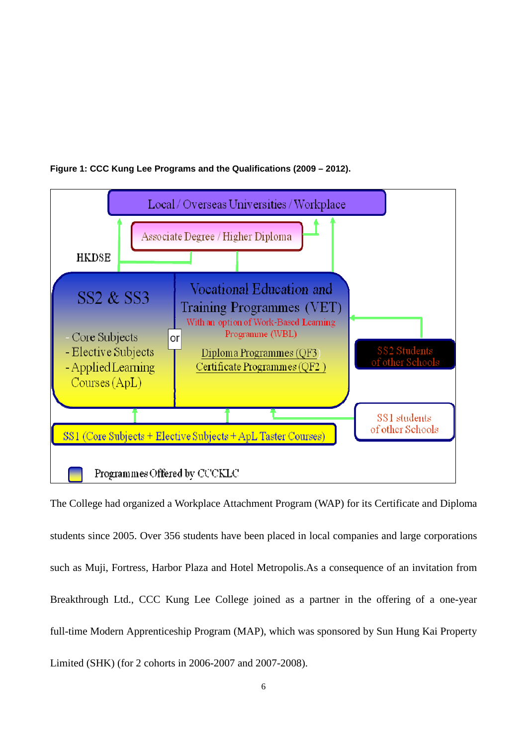**Figure 1: CCC Kung Lee Programs and the Qualifications (2009 – 2012).**

Local / Overseas Universities / Workplace

Associate Degree / Higher Diploma

HKDSE

SS2 & SS3

- Core Subjects
- Elective Subjects
- Applied Learning Courses (ApL)

or

Vocational Education and Training Programmes (VET)

With an option of Work-Based Learning Programme (WBL)

Diploma Programmes (QF3)

Certificate Programmes (QF2)

SS2 Students of other Schools

SS1 students of other Schools

SS1 (Core Subjects + Elective Subjects + ApL Taster Courses)

Programmes Offered by CCCKLC

The College had organized a Workplace Attachment Program (WAP) for its Certificate and Diploma students since 2005. Over 356 students have been placed in local companies and large corporations such as Muji, Fortress, Harbor Plaza and Hotel Metropolis.As a consequence of an invitation from Breakthrough Ltd., CCC Kung Lee College joined as a partner in the offering of a one-year full-time Modern Apprenticeship Program (MAP), which was sponsored by Sun Hung Kai Property Limited (SHK) (for 2 cohorts in 2006-2007 and 2007-2008).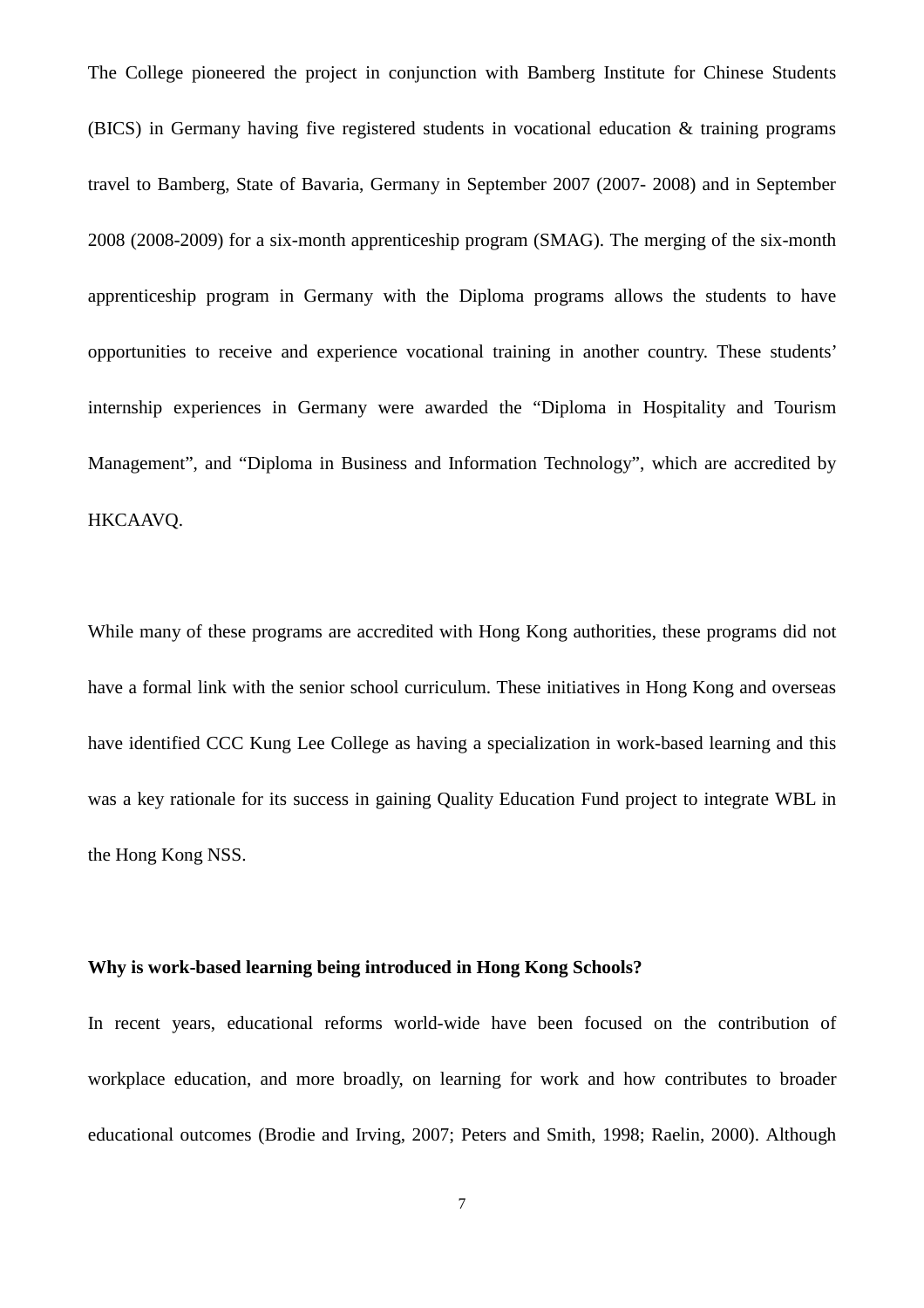The College pioneered the project in conjunction with Bamberg Institute for Chinese Students (BICS) in Germany having five registered students in vocational education & training programs travel to Bamberg, State of Bavaria, Germany in September 2007 (2007- 2008) and in September 2008 (2008-2009) for a six-month apprenticeship program (SMAG). The merging of the six-month apprenticeship program in Germany with the Diploma programs allows the students to have opportunities to receive and experience vocational training in another country. These students' internship experiences in Germany were awarded the "Diploma in Hospitality and Tourism Management", and "Diploma in Business and Information Technology", which are accredited by HKCAAVQ.

While many of these programs are accredited with Hong Kong authorities, these programs did not have a formal link with the senior school curriculum. These initiatives in Hong Kong and overseas have identified CCC Kung Lee College as having a specialization in work-based learning and this was a key rationale for its success in gaining Quality Education Fund project to integrate WBL in the Hong Kong NSS.

**Why is work-based learning being introduced in Hong Kong Schools?**

In recent years, educational reforms world-wide have been focused on the contribution of workplace education, and more broadly, on learning for work and how contributes to broader educational outcomes (Brodie and Irving, 2007; Peters and Smith, 1998; Raelin, 2000). Although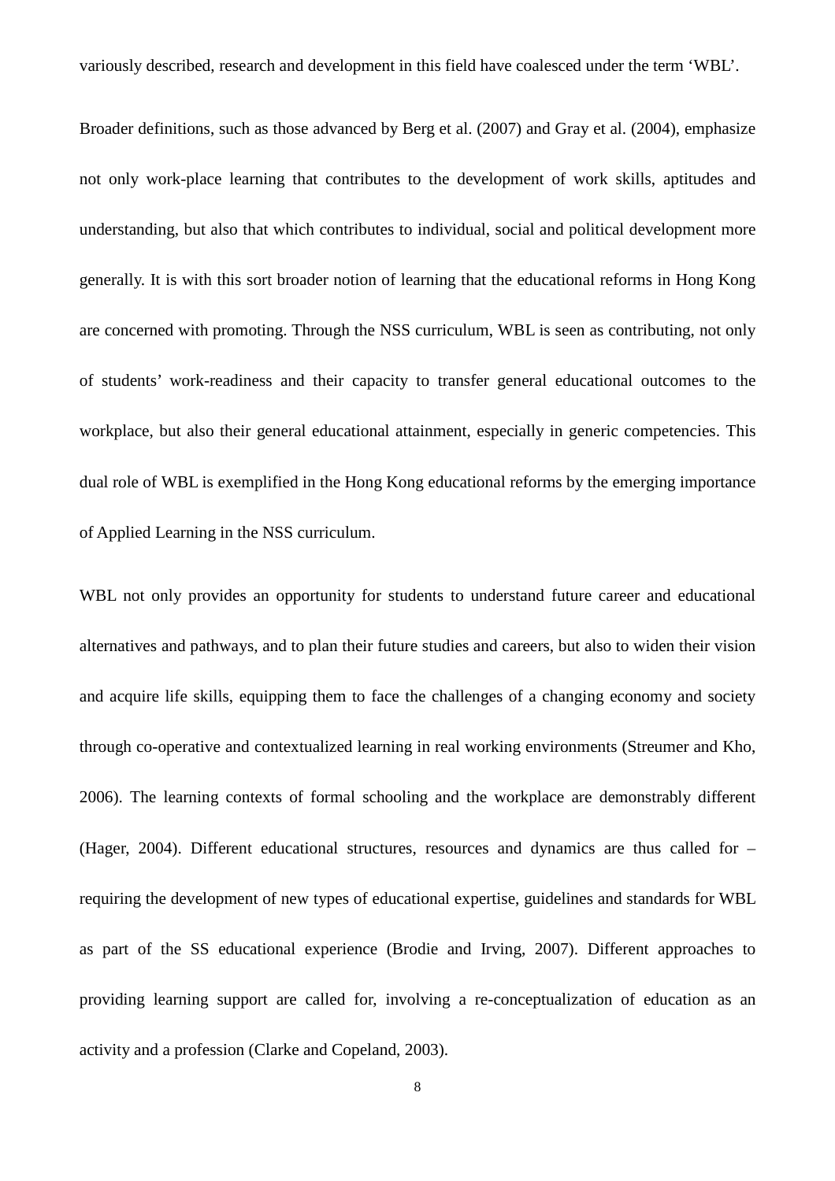variously described, research and development in this field have coalesced under the term 'WBL'.

Broader definitions, such as those advanced by Berg et al. (2007) and Gray et al. (2004), emphasize not only work-place learning that contributes to the development of work skills, aptitudes and understanding, but also that which contributes to individual, social and political development more generally. It is with this sort broader notion of learning that the educational reforms in Hong Kong are concerned with promoting. Through the NSS curriculum, WBL is seen as contributing, not only of students' work-readiness and their capacity to transfer general educational outcomes to the workplace, but also their general educational attainment, especially in generic competencies. This dual role of WBL is exemplified in the Hong Kong educational reforms by the emerging importance of Applied Learning in the NSS curriculum.

WBL not only provides an opportunity for students to understand future career and educational alternatives and pathways, and to plan their future studies and careers, but also to widen their vision and acquire life skills, equipping them to face the challenges of a changing economy and society through co-operative and contextualized learning in real working environments (Streumer and Kho, 2006). The learning contexts of formal schooling and the workplace are demonstrably different (Hager, 2004). Different educational structures, resources and dynamics are thus called for – requiring the development of new types of educational expertise, guidelines and standards for WBL as part of the SS educational experience (Brodie and Irving, 2007). Different approaches to providing learning support are called for, involving a re-conceptualization of education as an activity and a profession (Clarke and Copeland, 2003).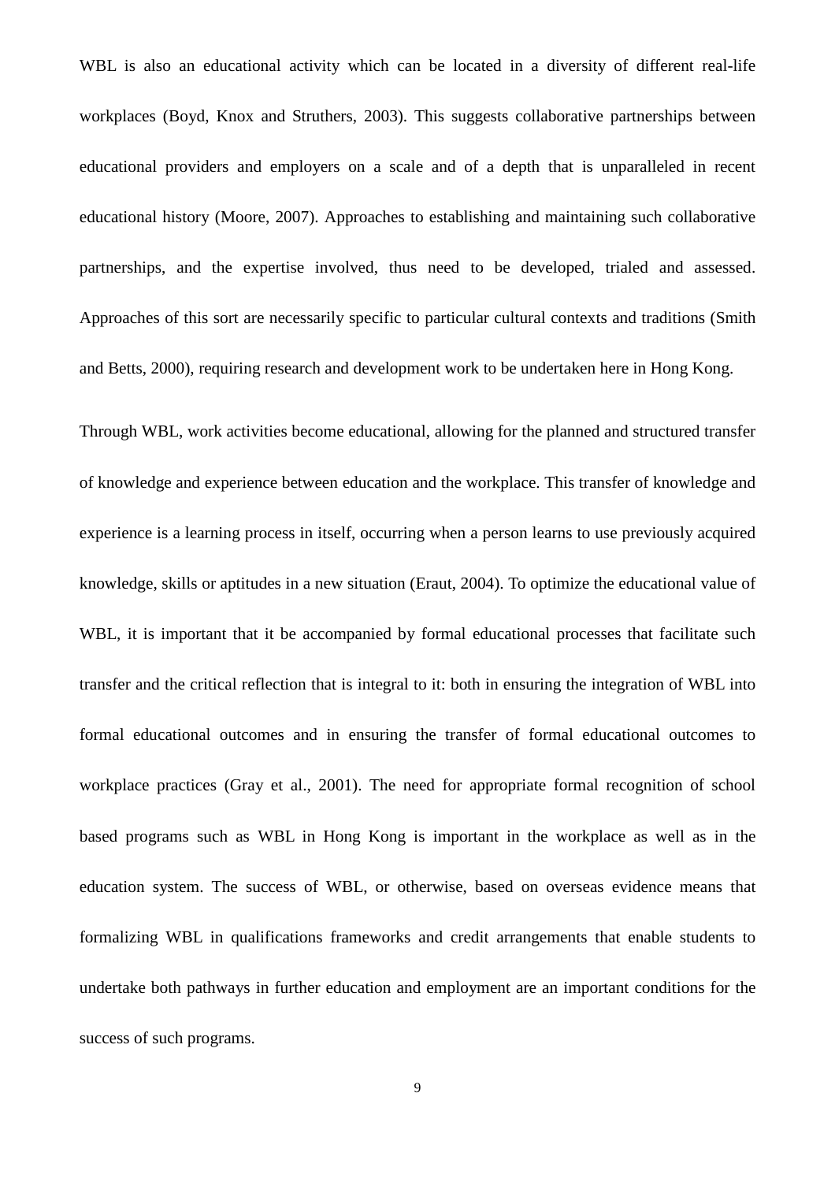WBL is also an educational activity which can be located in a diversity of different real-life workplaces (Boyd, Knox and Struthers, 2003). This suggests collaborative partnerships between educational providers and employers on a scale and of a depth that is unparalleled in recent educational history (Moore, 2007). Approaches to establishing and maintaining such collaborative partnerships, and the expertise involved, thus need to be developed, trialed and assessed. Approaches of this sort are necessarily specific to particular cultural contexts and traditions (Smith and Betts, 2000), requiring research and development work to be undertaken here in Hong Kong.

Through WBL, work activities become educational, allowing for the planned and structured transfer of knowledge and experience between education and the workplace. This transfer of knowledge and experience is a learning process in itself, occurring when a person learns to use previously acquired knowledge, skills or aptitudes in a new situation (Eraut, 2004). To optimize the educational value of WBL, it is important that it be accompanied by formal educational processes that facilitate such transfer and the critical reflection that is integral to it: both in ensuring the integration of WBL into formal educational outcomes and in ensuring the transfer of formal educational outcomes to workplace practices (Gray et al., 2001). The need for appropriate formal recognition of school based programs such as WBL in Hong Kong is important in the workplace as well as in the education system. The success of WBL, or otherwise, based on overseas evidence means that formalizing WBL in qualifications frameworks and credit arrangements that enable students to undertake both pathways in further education and employment are an important conditions for the success of such programs.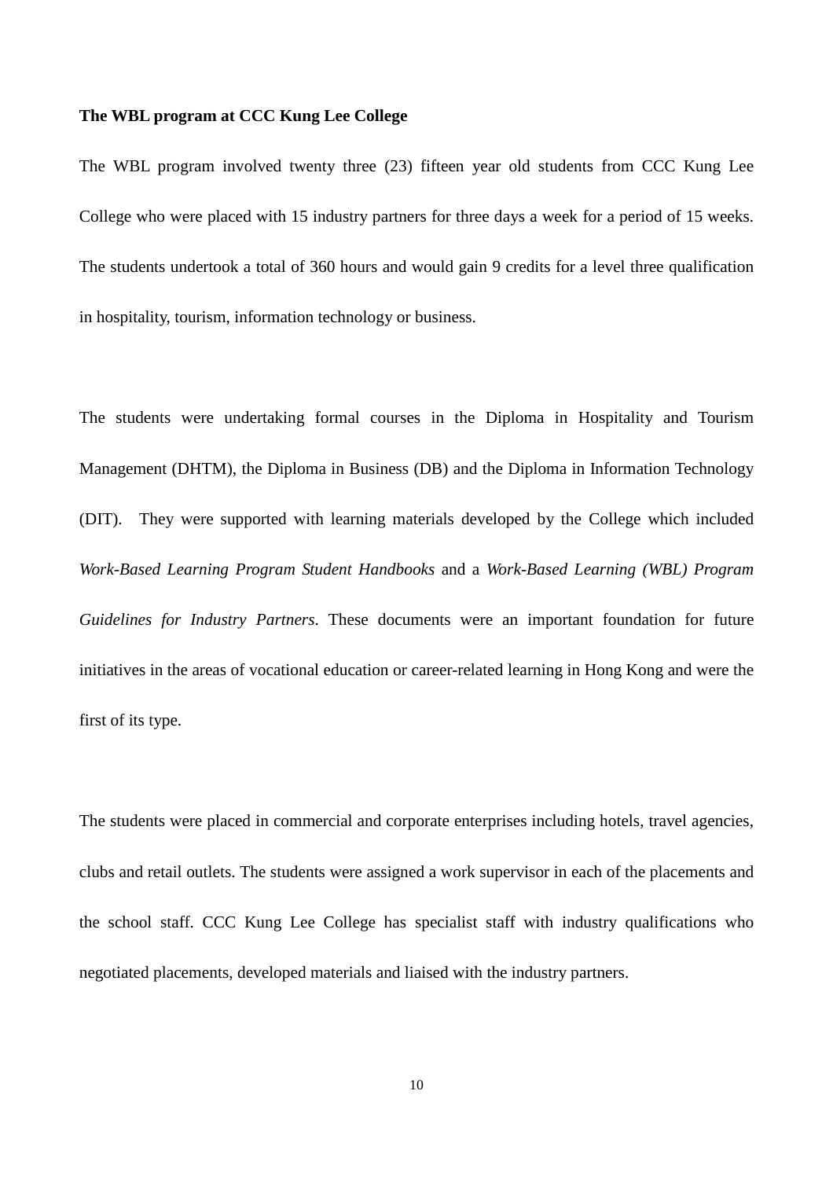**The WBL program at CCC Kung Lee College**

The WBL program involved twenty three (23) fifteen year old students from CCC Kung Lee College who were placed with 15 industry partners for three days a week for a period of 15 weeks. The students undertook a total of 360 hours and would gain 9 credits for a level three qualification in hospitality, tourism, information technology or business.

The students were undertaking formal courses in the Diploma in Hospitality and Tourism Management (DHTM), the Diploma in Business (DB) and the Diploma in Information Technology (DIT). They were supported with learning materials developed by the College which included *Work-Based Learning Program Student Handbooks* and a *Work-Based Learning (WBL) Program Guidelines for Industry Partners*. These documents were an important foundation for future initiatives in the areas of vocational education or career-related learning in Hong Kong and were the first of its type.

The students were placed in commercial and corporate enterprises including hotels, travel agencies, clubs and retail outlets. The students were assigned a work supervisor in each of the placements and the school staff. CCC Kung Lee College has specialist staff with industry qualifications who negotiated placements, developed materials and liaised with the industry partners.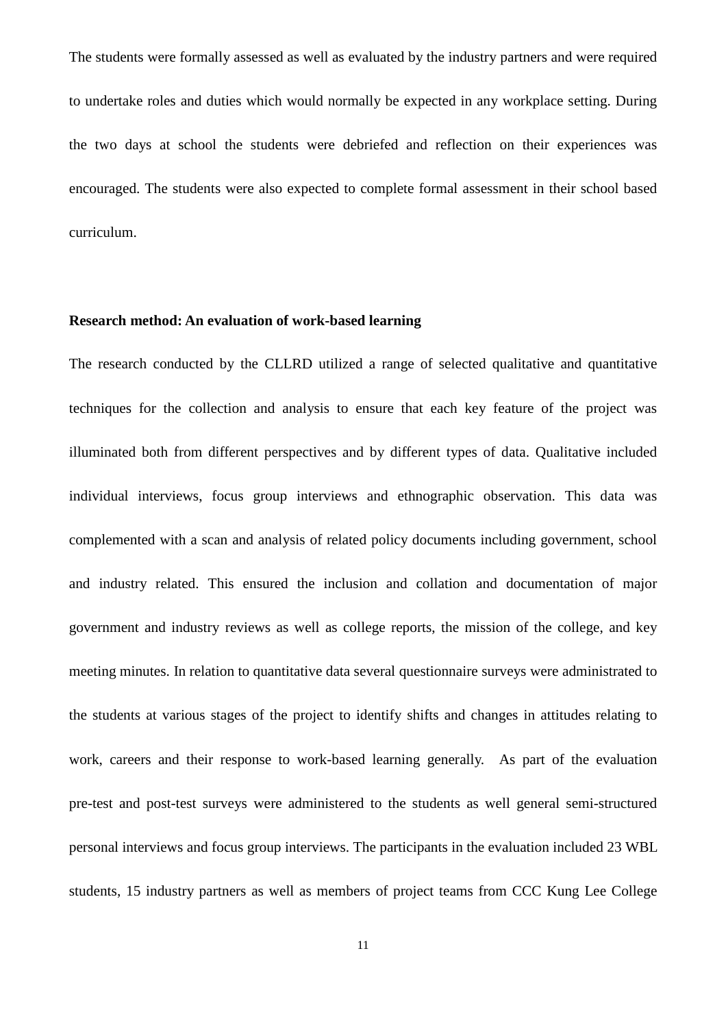The students were formally assessed as well as evaluated by the industry partners and were required to undertake roles and duties which would normally be expected in any workplace setting. During the two days at school the students were debriefed and reflection on their experiences was encouraged. The students were also expected to complete formal assessment in their school based curriculum.

**Research method: An evaluation of work-based learning**

The research conducted by the CLLRD utilized a range of selected qualitative and quantitative techniques for the collection and analysis to ensure that each key feature of the project was illuminated both from different perspectives and by different types of data. Qualitative included individual interviews, focus group interviews and ethnographic observation. This data was complemented with a scan and analysis of related policy documents including government, school and industry related. This ensured the inclusion and collation and documentation of major government and industry reviews as well as college reports, the mission of the college, and key meeting minutes. In relation to quantitative data several questionnaire surveys were administrated to the students at various stages of the project to identify shifts and changes in attitudes relating to work, careers and their response to work-based learning generally. As part of the evaluation pre-test and post-test surveys were administered to the students as well general semi-structured personal interviews and focus group interviews. The participants in the evaluation included 23 WBL students, 15 industry partners as well as members of project teams from CCC Kung Lee College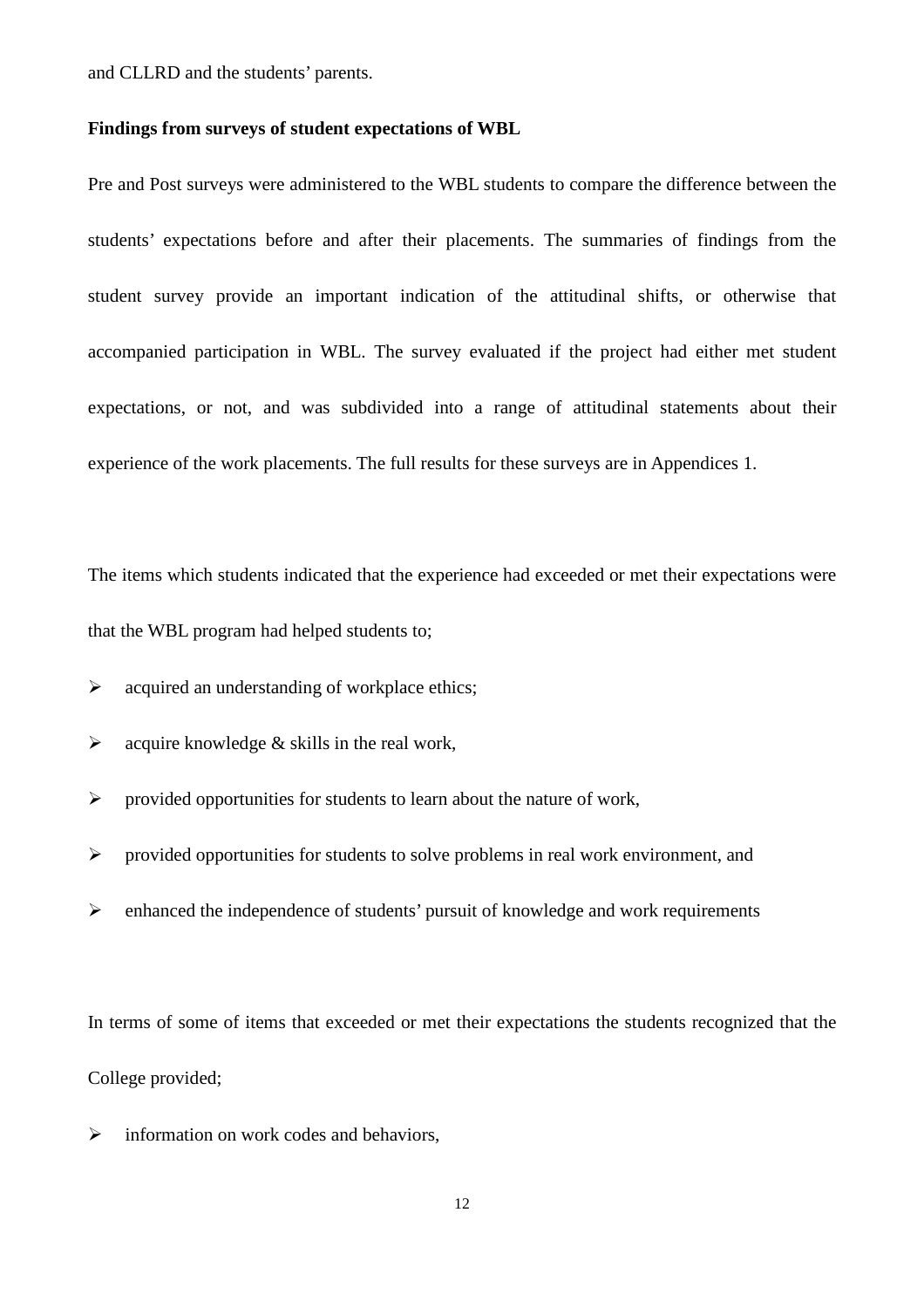and CLLRD and the students' parents.

**Findings from surveys of student expectations of WBL**

Pre and Post surveys were administered to the WBL students to compare the difference between the students' expectations before and after their placements. The summaries of findings from the student survey provide an important indication of the attitudinal shifts, or otherwise that accompanied participation in WBL. The survey evaluated if the project had either met student expectations, or not, and was subdivided into a range of attitudinal statements about their experience of the work placements. The full results for these surveys are in Appendices 1.

The items which students indicated that the experience had exceeded or met their expectations were that the WBL program had helped students to;

- acquired an understanding of workplace ethics;
- acquire knowledge & skills in the real work,
- provided opportunities for students to learn about the nature of work,
- provided opportunities for students to solve problems in real work environment, and
- enhanced the independence of students' pursuit of knowledge and work requirements

In terms of some of items that exceeded or met their expectations the students recognized that the College provided;

- information on work codes and behaviors,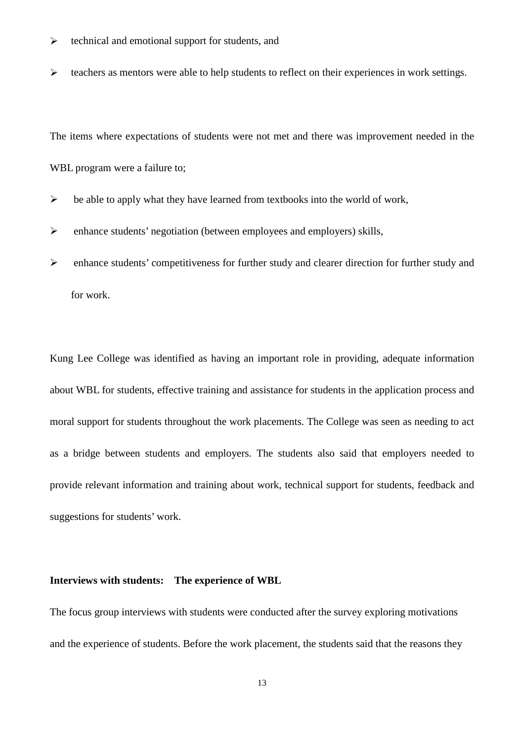- technical and emotional support for students, and
- teachers as mentors were able to help students to reflect on their experiences in work settings.

The items where expectations of students were not met and there was improvement needed in the WBL program were a failure to;

- be able to apply what they have learned from textbooks into the world of work,
- enhance students' negotiation (between employees and employers) skills,
- enhance students' competitiveness for further study and clearer direction for further study and for work.

Kung Lee College was identified as having an important role in providing, adequate information about WBL for students, effective training and assistance for students in the application process and moral support for students throughout the work placements. The College was seen as needing to act as a bridge between students and employers. The students also said that employers needed to provide relevant information and training about work, technical support for students, feedback and suggestions for students' work.

**Interviews with students: The experience of WBL**

The focus group interviews with students were conducted after the survey exploring motivations and the experience of students. Before the work placement, the students said that the reasons they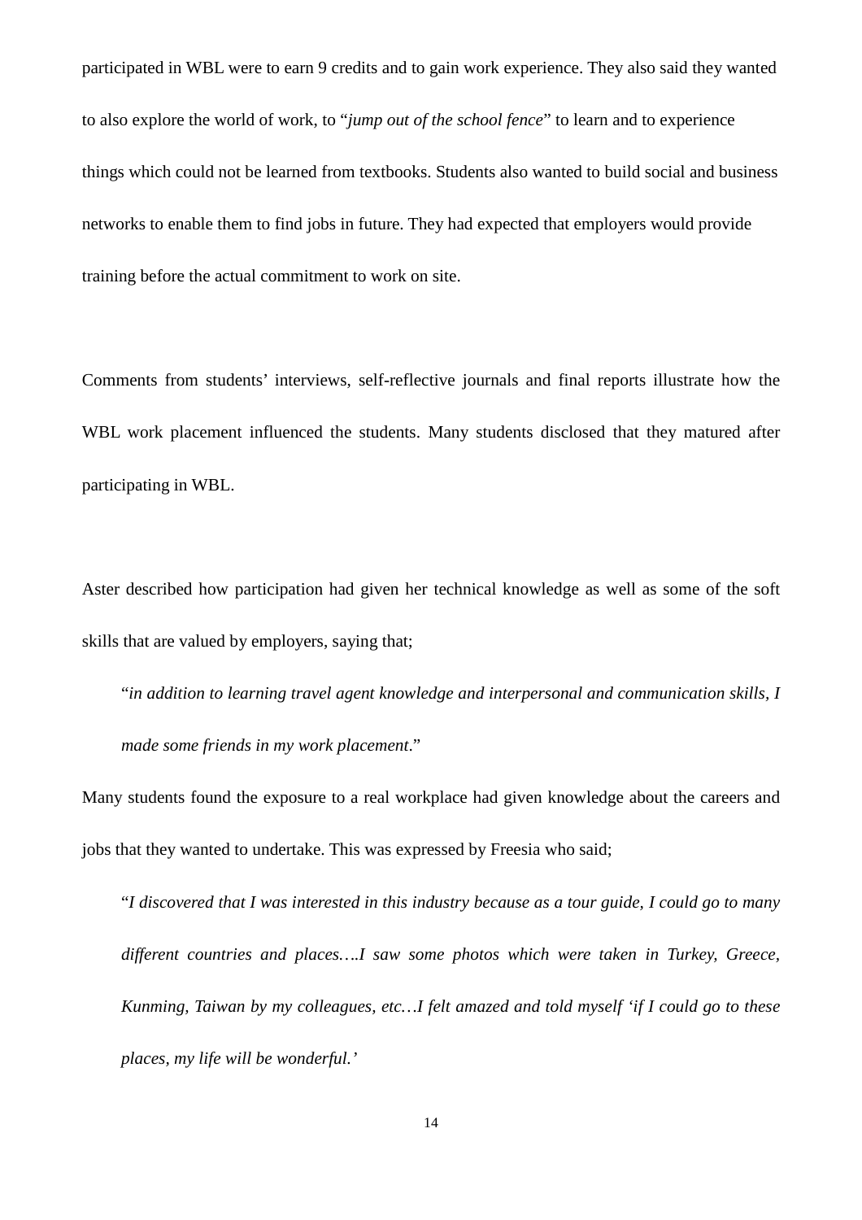participated in WBL were to earn 9 credits and to gain work experience. They also said they wanted to also explore the world of work, to "*jump out of the school fence*" to learn and to experience things which could not be learned from textbooks. Students also wanted to build social and business networks to enable them to find jobs in future. They had expected that employers would provide training before the actual commitment to work on site.

Comments from students' interviews, self-reflective journals and final reports illustrate how the WBL work placement influenced the students. Many students disclosed that they matured after participating in WBL.

Aster described how participation had given her technical knowledge as well as some of the soft skills that are valued by employers, saying that;

> "*in addition to learning travel agent knowledge and interpersonal and communication skills, I made some friends in my work placement*."

Many students found the exposure to a real workplace had given knowledge about the careers and jobs that they wanted to undertake. This was expressed by Freesia who said;

> "*I discovered that I was interested in this industry because as a tour guide, I could go to many different countries and places….I saw some photos which were taken in Turkey, Greece, Kunming, Taiwan by my colleagues, etc…I felt amazed and told myself 'if I could go to these places, my life will be wonderful.'*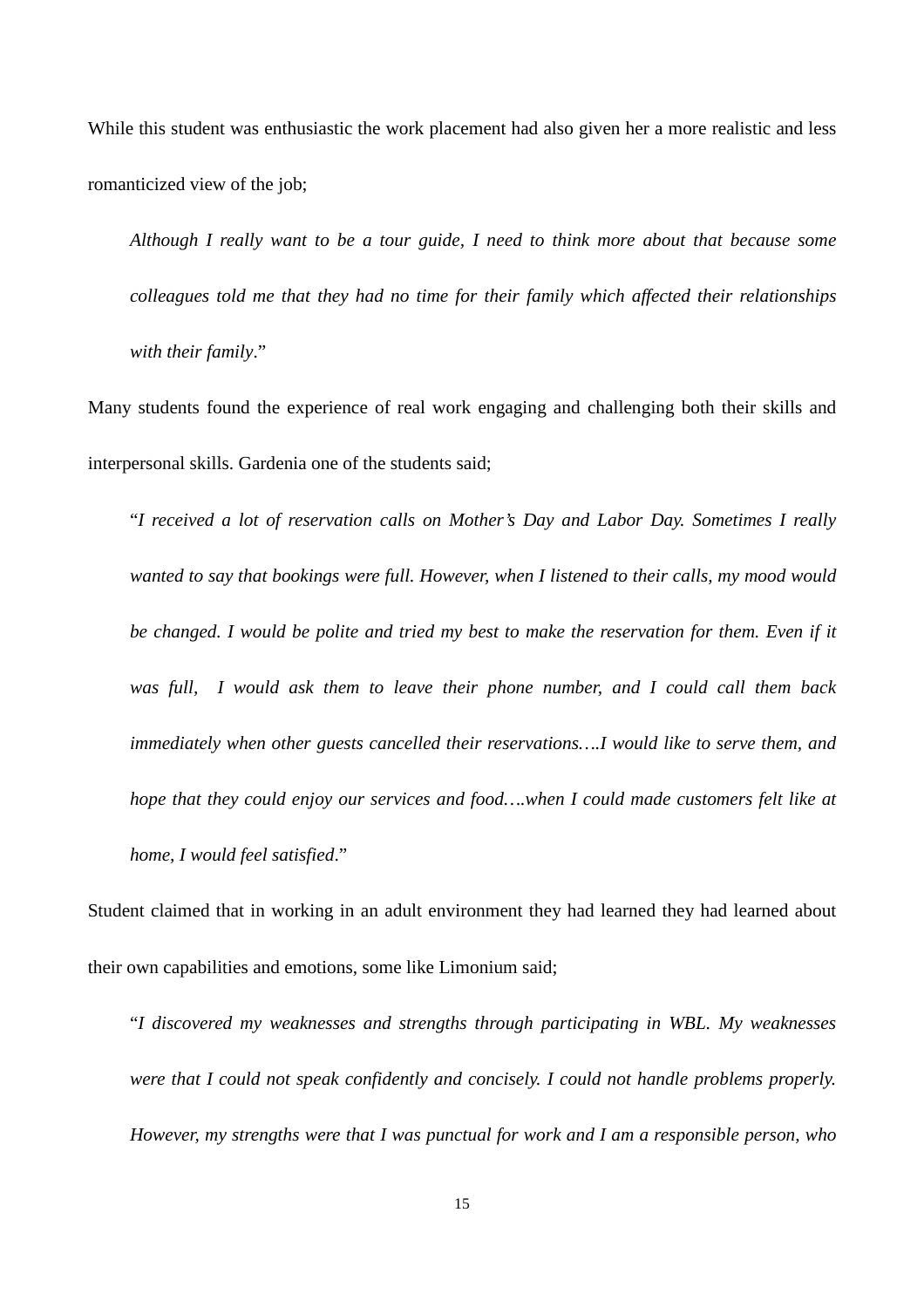While this student was enthusiastic the work placement had also given her a more realistic and less romanticized view of the job;

> *Although I really want to be a tour guide, I need to think more about that because some colleagues told me that they had no time for their family which affected their relationships with their family*."

Many students found the experience of real work engaging and challenging both their skills and interpersonal skills. Gardenia one of the students said;

> "*I received a lot of reservation calls on Mother's Day and Labor Day. Sometimes I really wanted to say that bookings were full. However, when I listened to their calls, my mood would be changed. I would be polite and tried my best to make the reservation for them. Even if it was full, I would ask them to leave their phone number, and I could call them back immediately when other guests cancelled their reservations….I would like to serve them, and hope that they could enjoy our services and food….when I could made customers felt like at home, I would feel satisfied*."

Student claimed that in working in an adult environment they had learned they had learned about their own capabilities and emotions, some like Limonium said;

> "*I discovered my weaknesses and strengths through participating in WBL. My weaknesses were that I could not speak confidently and concisely. I could not handle problems properly. However, my strengths were that I was punctual for work and I am a responsible person, who*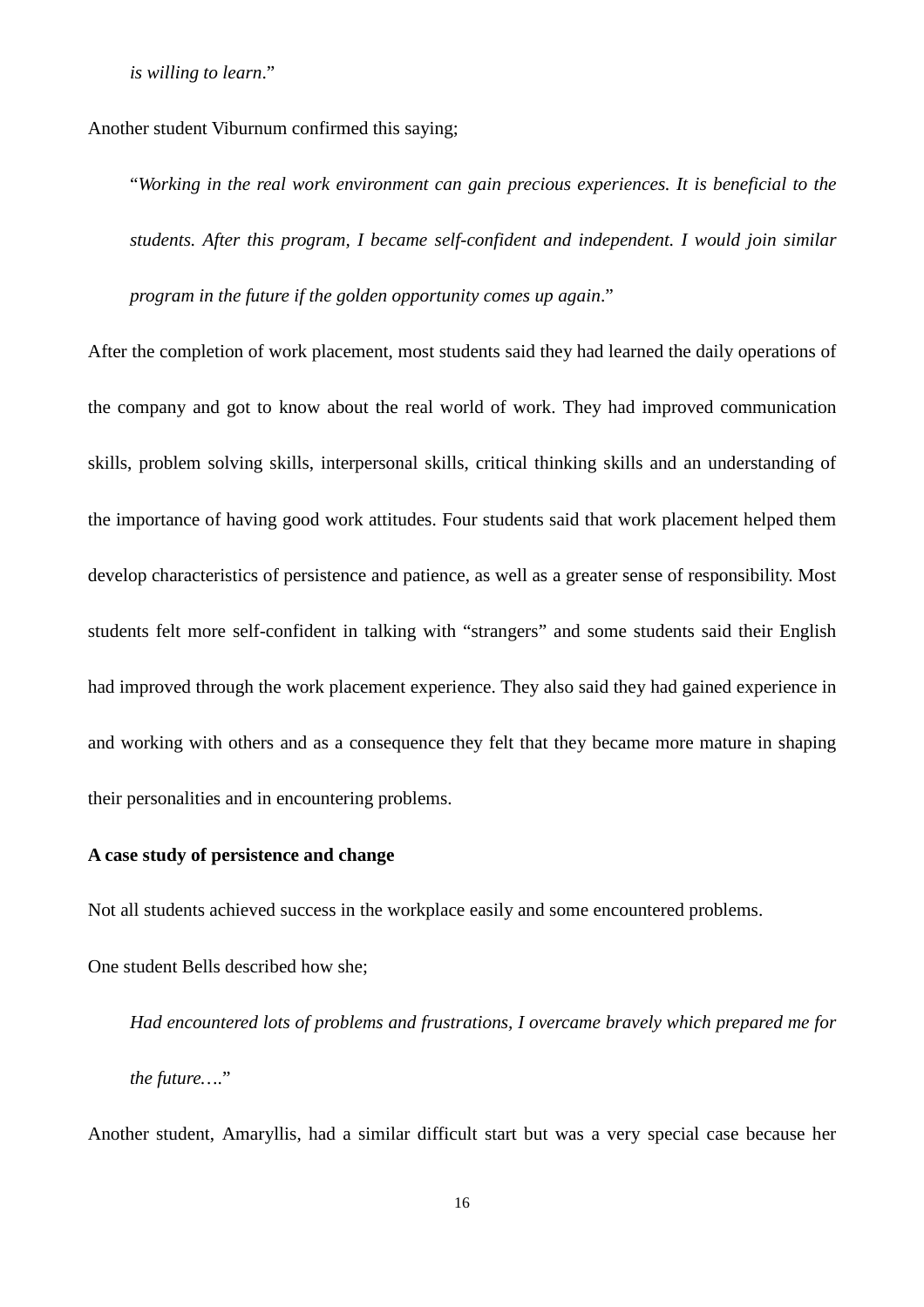*is willing to learn*."

Another student Viburnum confirmed this saying;

> "*Working in the real work environment can gain precious experiences. It is beneficial to the students. After this program, I became self-confident and independent. I would join similar program in the future if the golden opportunity comes up again*."

After the completion of work placement, most students said they had learned the daily operations of the company and got to know about the real world of work. They had improved communication skills, problem solving skills, interpersonal skills, critical thinking skills and an understanding of the importance of having good work attitudes. Four students said that work placement helped them develop characteristics of persistence and patience, as well as a greater sense of responsibility. Most students felt more self-confident in talking with "strangers" and some students said their English had improved through the work placement experience. They also said they had gained experience in and working with others and as a consequence they felt that they became more mature in shaping their personalities and in encountering problems.

**A case study of persistence and change**

Not all students achieved success in the workplace easily and some encountered problems.

One student Bells described how she;

> *Had encountered lots of problems and frustrations, I overcame bravely which prepared me for the future….*"

Another student, Amaryllis, had a similar difficult start but was a very special case because her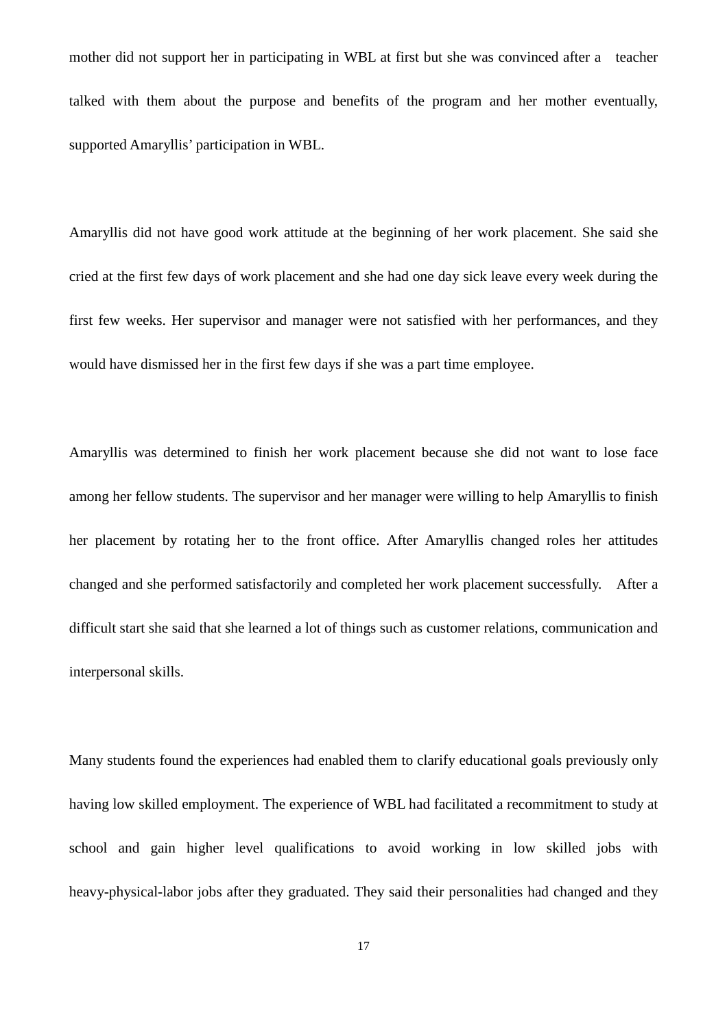mother did not support her in participating in WBL at first but she was convinced after a teacher talked with them about the purpose and benefits of the program and her mother eventually, supported Amaryllis' participation in WBL.

Amaryllis did not have good work attitude at the beginning of her work placement. She said she cried at the first few days of work placement and she had one day sick leave every week during the first few weeks. Her supervisor and manager were not satisfied with her performances, and they would have dismissed her in the first few days if she was a part time employee.

Amaryllis was determined to finish her work placement because she did not want to lose face among her fellow students. The supervisor and her manager were willing to help Amaryllis to finish her placement by rotating her to the front office. After Amaryllis changed roles her attitudes changed and she performed satisfactorily and completed her work placement successfully. After a difficult start she said that she learned a lot of things such as customer relations, communication and interpersonal skills.

Many students found the experiences had enabled them to clarify educational goals previously only having low skilled employment. The experience of WBL had facilitated a recommitment to study at school and gain higher level qualifications to avoid working in low skilled jobs with heavy-physical-labor jobs after they graduated. They said their personalities had changed and they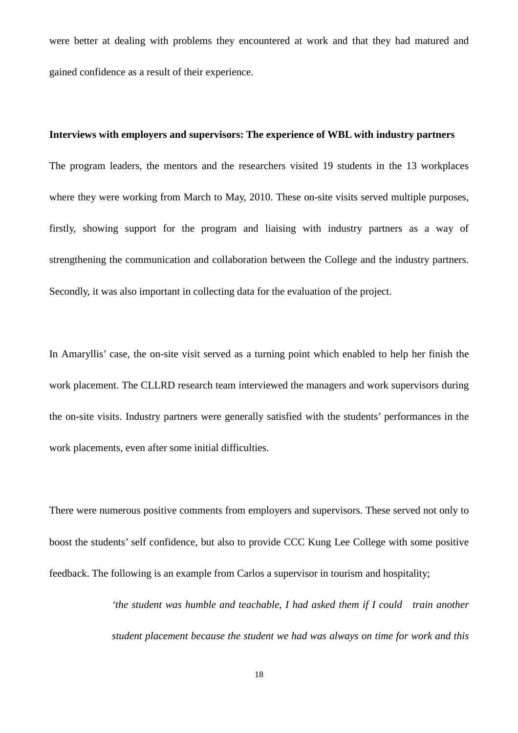were better at dealing with problems they encountered at work and that they had matured and gained confidence as a result of their experience.

**Interviews with employers and supervisors: The experience of WBL with industry partners**

The program leaders, the mentors and the researchers visited 19 students in the 13 workplaces where they were working from March to May, 2010. These on-site visits served multiple purposes, firstly, showing support for the program and liaising with industry partners as a way of strengthening the communication and collaboration between the College and the industry partners. Secondly, it was also important in collecting data for the evaluation of the project.

In Amaryllis' case, the on-site visit served as a turning point which enabled to help her finish the work placement. The CLLRD research team interviewed the managers and work supervisors during the on-site visits. Industry partners were generally satisfied with the students' performances in the work placements, even after some initial difficulties.

There were numerous positive comments from employers and supervisors. These served not only to boost the students' self confidence, but also to provide CCC Kung Lee College with some positive feedback. The following is an example from Carlos a supervisor in tourism and hospitality;

> *'the student was humble and teachable, I had asked them if I could train another student placement because the student we had was always on time for work and this*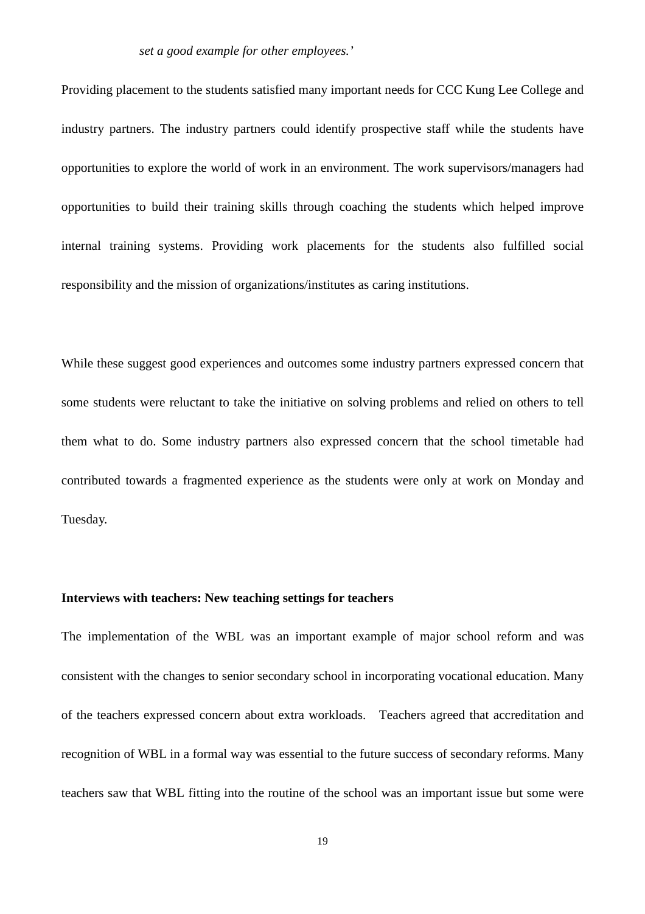*set a good example for other employees.'*

Providing placement to the students satisfied many important needs for CCC Kung Lee College and industry partners. The industry partners could identify prospective staff while the students have opportunities to explore the world of work in an environment. The work supervisors/managers had opportunities to build their training skills through coaching the students which helped improve internal training systems. Providing work placements for the students also fulfilled social responsibility and the mission of organizations/institutes as caring institutions.

While these suggest good experiences and outcomes some industry partners expressed concern that some students were reluctant to take the initiative on solving problems and relied on others to tell them what to do. Some industry partners also expressed concern that the school timetable had contributed towards a fragmented experience as the students were only at work on Monday and Tuesday.

**Interviews with teachers: New teaching settings for teachers**

The implementation of the WBL was an important example of major school reform and was consistent with the changes to senior secondary school in incorporating vocational education. Many of the teachers expressed concern about extra workloads. Teachers agreed that accreditation and recognition of WBL in a formal way was essential to the future success of secondary reforms. Many teachers saw that WBL fitting into the routine of the school was an important issue but some were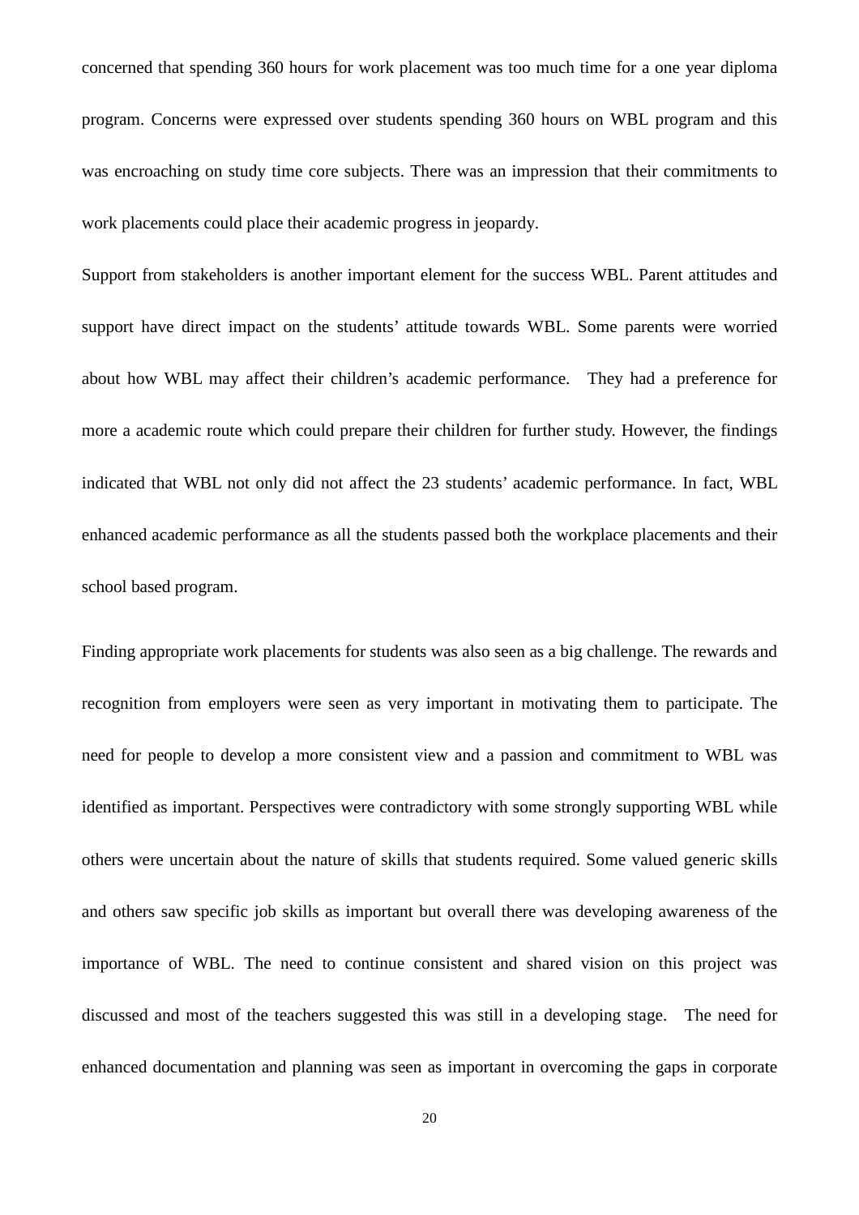concerned that spending 360 hours for work placement was too much time for a one year diploma program. Concerns were expressed over students spending 360 hours on WBL program and this was encroaching on study time core subjects. There was an impression that their commitments to work placements could place their academic progress in jeopardy.

Support from stakeholders is another important element for the success WBL. Parent attitudes and support have direct impact on the students' attitude towards WBL. Some parents were worried about how WBL may affect their children's academic performance. They had a preference for more a academic route which could prepare their children for further study. However, the findings indicated that WBL not only did not affect the 23 students' academic performance. In fact, WBL enhanced academic performance as all the students passed both the workplace placements and their school based program.

Finding appropriate work placements for students was also seen as a big challenge. The rewards and recognition from employers were seen as very important in motivating them to participate. The need for people to develop a more consistent view and a passion and commitment to WBL was identified as important. Perspectives were contradictory with some strongly supporting WBL while others were uncertain about the nature of skills that students required. Some valued generic skills and others saw specific job skills as important but overall there was developing awareness of the importance of WBL. The need to continue consistent and shared vision on this project was discussed and most of the teachers suggested this was still in a developing stage. The need for enhanced documentation and planning was seen as important in overcoming the gaps in corporate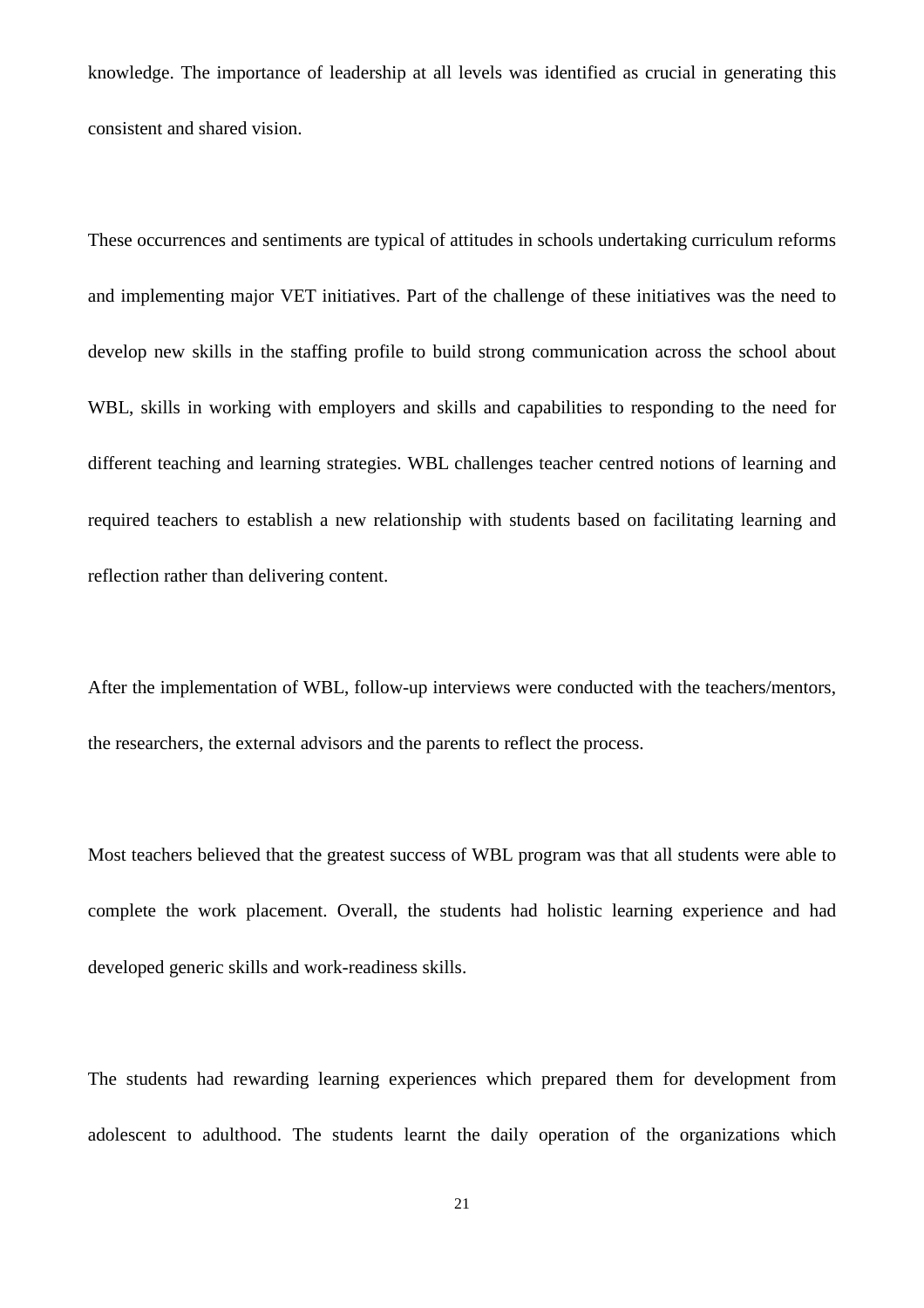knowledge. The importance of leadership at all levels was identified as crucial in generating this consistent and shared vision.

These occurrences and sentiments are typical of attitudes in schools undertaking curriculum reforms and implementing major VET initiatives. Part of the challenge of these initiatives was the need to develop new skills in the staffing profile to build strong communication across the school about WBL, skills in working with employers and skills and capabilities to responding to the need for different teaching and learning strategies. WBL challenges teacher centred notions of learning and required teachers to establish a new relationship with students based on facilitating learning and reflection rather than delivering content.

After the implementation of WBL, follow-up interviews were conducted with the teachers/mentors, the researchers, the external advisors and the parents to reflect the process.

Most teachers believed that the greatest success of WBL program was that all students were able to complete the work placement. Overall, the students had holistic learning experience and had developed generic skills and work-readiness skills.

The students had rewarding learning experiences which prepared them for development from adolescent to adulthood. The students learnt the daily operation of the organizations which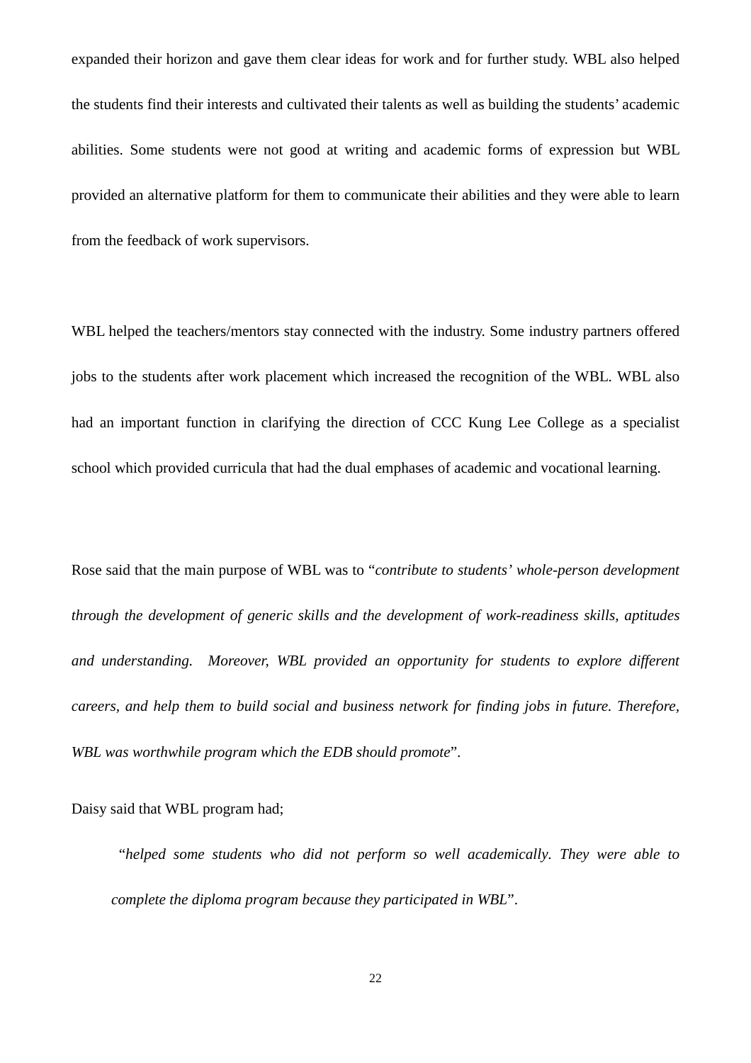expanded their horizon and gave them clear ideas for work and for further study. WBL also helped the students find their interests and cultivated their talents as well as building the students' academic abilities. Some students were not good at writing and academic forms of expression but WBL provided an alternative platform for them to communicate their abilities and they were able to learn from the feedback of work supervisors.

WBL helped the teachers/mentors stay connected with the industry. Some industry partners offered jobs to the students after work placement which increased the recognition of the WBL. WBL also had an important function in clarifying the direction of CCC Kung Lee College as a specialist school which provided curricula that had the dual emphases of academic and vocational learning.

Rose said that the main purpose of WBL was to "*contribute to students' whole-person development through the development of generic skills and the development of work-readiness skills, aptitudes and understanding. Moreover, WBL provided an opportunity for students to explore different careers, and help them to build social and business network for finding jobs in future. Therefore, WBL was worthwhile program which the EDB should promote*".

Daisy said that WBL program had;

> "*helped some students who did not perform so well academically. They were able to complete the diploma program because they participated in WBL*".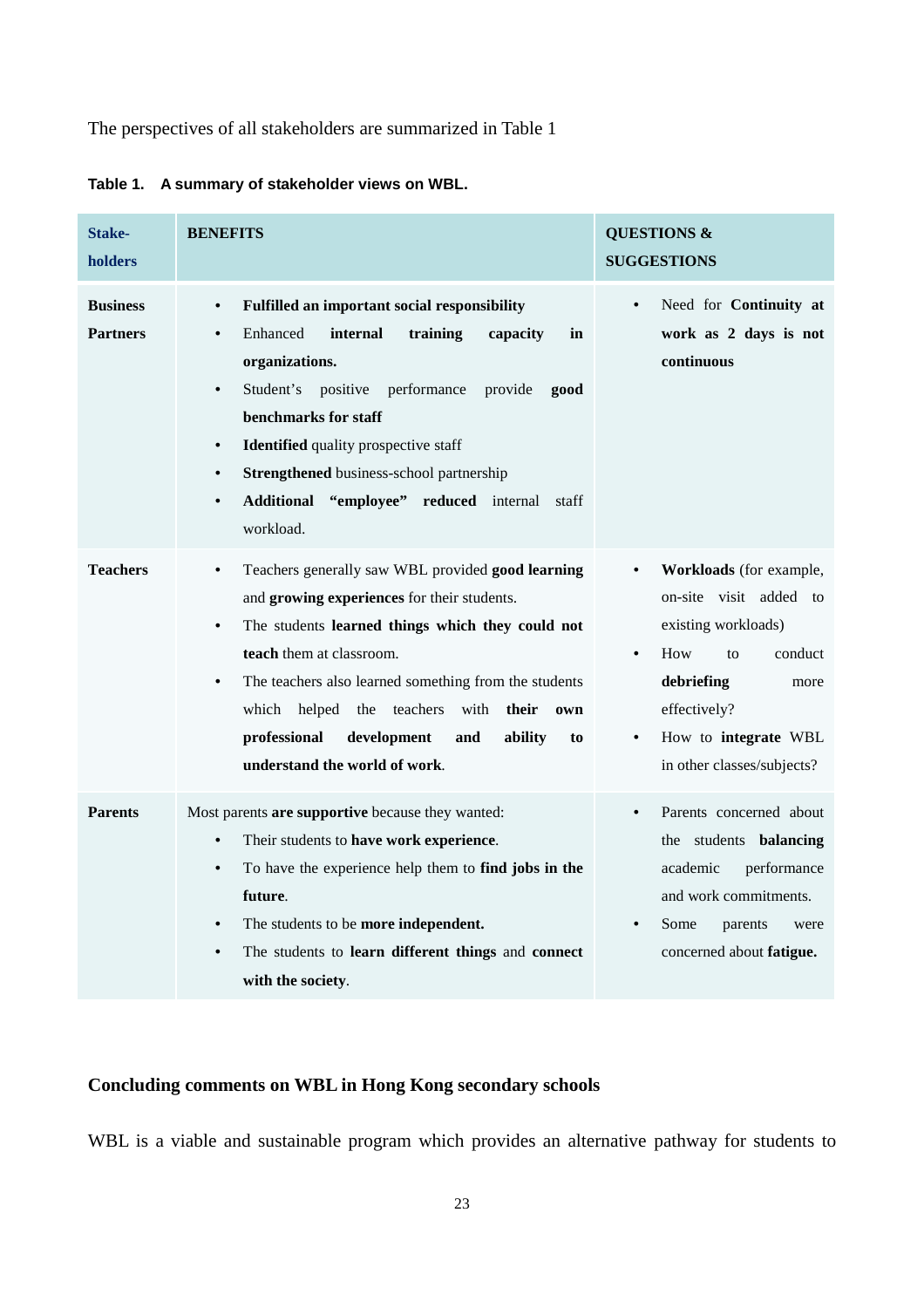The perspectives of all stakeholders are summarized in Table 1

**Table 1. A summary of stakeholder views on WBL.**

| Stake-holders | BENEFITS | QUESTIONS & SUGGESTIONS |
|---|---|---|
| **Business Partners** | • **Fulfilled an important social responsibility**<br>• Enhanced **internal training capacity in organizations.**<br>• Student's positive performance provide **good benchmarks for staff**<br>• **Identified** quality prospective staff<br>• **Strengthened** business-school partnership<br>• **Additional "employee" reduced** internal staff workload. | • Need for **Continuity at work as 2 days is not continuous** |
| **Teachers** | • Teachers generally saw WBL provided **good learning** and **growing experiences** for their students.<br>• The students **learned things which they could not teach** them at classroom.<br>• The teachers also learned something from the students which helped the teachers with **their own professional development and ability to understand the world of work**. | • **Workloads** (for example, on-site visit added to existing workloads)<br>• How to conduct **debriefing** more effectively?<br>• How to **integrate** WBL in other classes/subjects? |
| **Parents** | Most parents **are supportive** because they wanted:<br>• Their students to **have work experience**.<br>• To have the experience help them to **find jobs in the future**.<br>• The students to be **more independent.**<br>• The students to **learn different things** and **connect with the society**. | • Parents concerned about the students **balancing** academic performance and work commitments.<br>• Some parents were concerned about **fatigue.** |

## Concluding comments on WBL in Hong Kong secondary schools

WBL is a viable and sustainable program which provides an alternative pathway for students to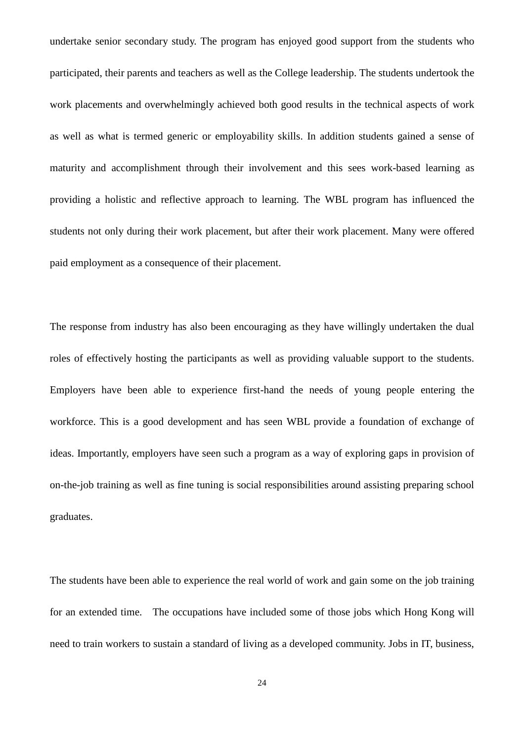undertake senior secondary study. The program has enjoyed good support from the students who participated, their parents and teachers as well as the College leadership. The students undertook the work placements and overwhelmingly achieved both good results in the technical aspects of work as well as what is termed generic or employability skills. In addition students gained a sense of maturity and accomplishment through their involvement and this sees work-based learning as providing a holistic and reflective approach to learning. The WBL program has influenced the students not only during their work placement, but after their work placement. Many were offered paid employment as a consequence of their placement.

The response from industry has also been encouraging as they have willingly undertaken the dual roles of effectively hosting the participants as well as providing valuable support to the students. Employers have been able to experience first-hand the needs of young people entering the workforce. This is a good development and has seen WBL provide a foundation of exchange of ideas. Importantly, employers have seen such a program as a way of exploring gaps in provision of on-the-job training as well as fine tuning is social responsibilities around assisting preparing school graduates.

The students have been able to experience the real world of work and gain some on the job training for an extended time. The occupations have included some of those jobs which Hong Kong will need to train workers to sustain a standard of living as a developed community. Jobs in IT, business,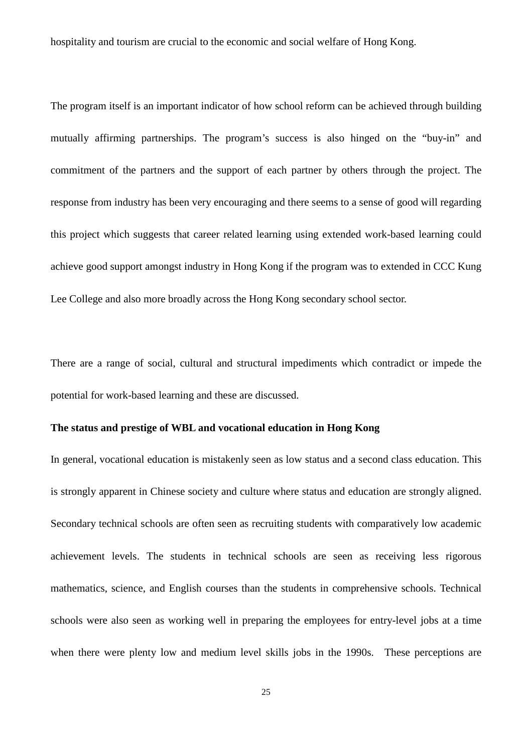hospitality and tourism are crucial to the economic and social welfare of Hong Kong.

The program itself is an important indicator of how school reform can be achieved through building mutually affirming partnerships. The program's success is also hinged on the "buy-in" and commitment of the partners and the support of each partner by others through the project. The response from industry has been very encouraging and there seems to a sense of good will regarding this project which suggests that career related learning using extended work-based learning could achieve good support amongst industry in Hong Kong if the program was to extended in CCC Kung Lee College and also more broadly across the Hong Kong secondary school sector.

There are a range of social, cultural and structural impediments which contradict or impede the potential for work-based learning and these are discussed.

**The status and prestige of WBL and vocational education in Hong Kong**

In general, vocational education is mistakenly seen as low status and a second class education. This is strongly apparent in Chinese society and culture where status and education are strongly aligned. Secondary technical schools are often seen as recruiting students with comparatively low academic achievement levels. The students in technical schools are seen as receiving less rigorous mathematics, science, and English courses than the students in comprehensive schools. Technical schools were also seen as working well in preparing the employees for entry-level jobs at a time when there were plenty low and medium level skills jobs in the 1990s. These perceptions are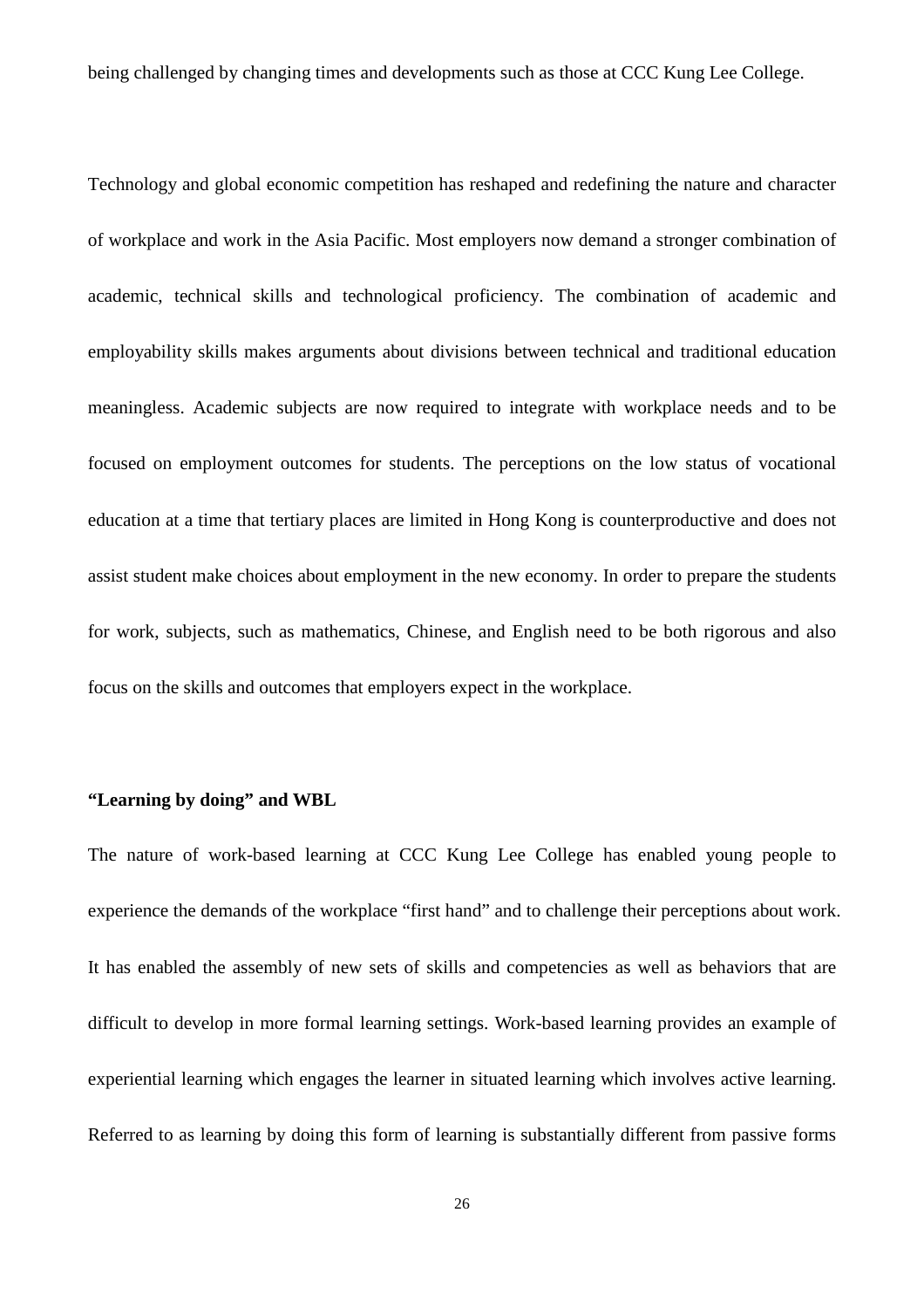being challenged by changing times and developments such as those at CCC Kung Lee College.

Technology and global economic competition has reshaped and redefining the nature and character of workplace and work in the Asia Pacific. Most employers now demand a stronger combination of academic, technical skills and technological proficiency. The combination of academic and employability skills makes arguments about divisions between technical and traditional education meaningless. Academic subjects are now required to integrate with workplace needs and to be focused on employment outcomes for students. The perceptions on the low status of vocational education at a time that tertiary places are limited in Hong Kong is counterproductive and does not assist student make choices about employment in the new economy. In order to prepare the students for work, subjects, such as mathematics, Chinese, and English need to be both rigorous and also focus on the skills and outcomes that employers expect in the workplace.

**"Learning by doing" and WBL**

The nature of work-based learning at CCC Kung Lee College has enabled young people to experience the demands of the workplace "first hand" and to challenge their perceptions about work. It has enabled the assembly of new sets of skills and competencies as well as behaviors that are difficult to develop in more formal learning settings. Work-based learning provides an example of experiential learning which engages the learner in situated learning which involves active learning. Referred to as learning by doing this form of learning is substantially different from passive forms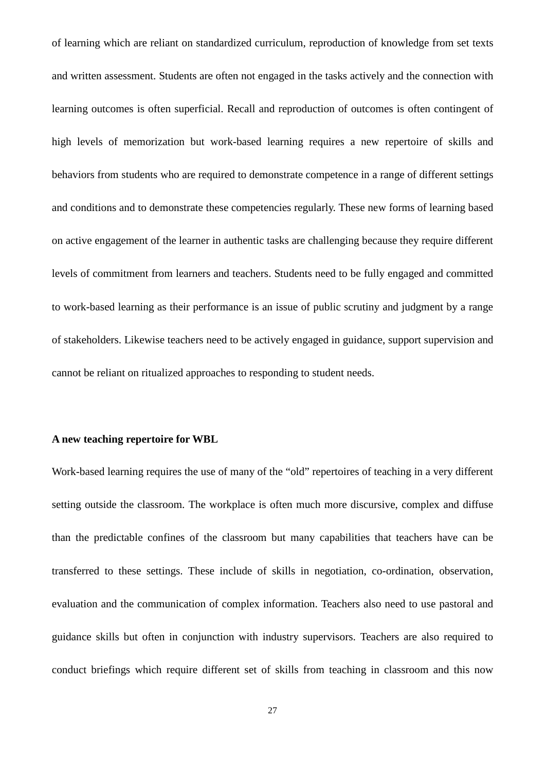of learning which are reliant on standardized curriculum, reproduction of knowledge from set texts and written assessment. Students are often not engaged in the tasks actively and the connection with learning outcomes is often superficial. Recall and reproduction of outcomes is often contingent of high levels of memorization but work-based learning requires a new repertoire of skills and behaviors from students who are required to demonstrate competence in a range of different settings and conditions and to demonstrate these competencies regularly. These new forms of learning based on active engagement of the learner in authentic tasks are challenging because they require different levels of commitment from learners and teachers. Students need to be fully engaged and committed to work-based learning as their performance is an issue of public scrutiny and judgment by a range of stakeholders. Likewise teachers need to be actively engaged in guidance, support supervision and cannot be reliant on ritualized approaches to responding to student needs.

**A new teaching repertoire for WBL**

Work-based learning requires the use of many of the "old" repertoires of teaching in a very different setting outside the classroom. The workplace is often much more discursive, complex and diffuse than the predictable confines of the classroom but many capabilities that teachers have can be transferred to these settings. These include of skills in negotiation, co-ordination, observation, evaluation and the communication of complex information. Teachers also need to use pastoral and guidance skills but often in conjunction with industry supervisors. Teachers are also required to conduct briefings which require different set of skills from teaching in classroom and this now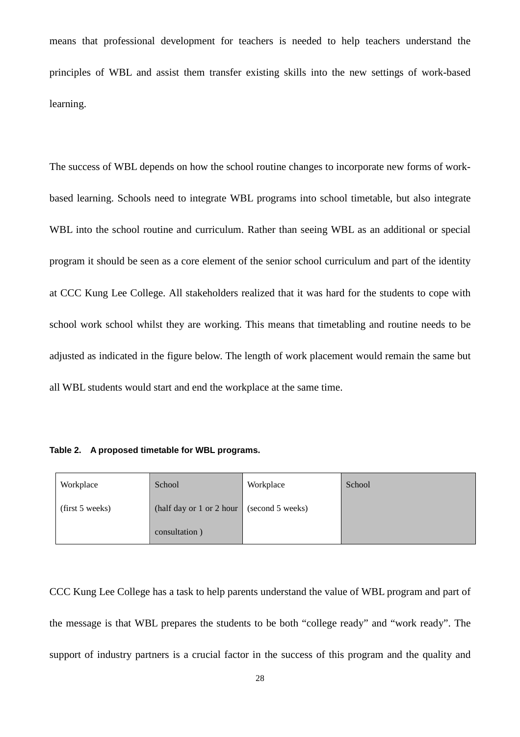means that professional development for teachers is needed to help teachers understand the principles of WBL and assist them transfer existing skills into the new settings of work-based learning.

The success of WBL depends on how the school routine changes to incorporate new forms of work-based learning. Schools need to integrate WBL programs into school timetable, but also integrate WBL into the school routine and curriculum. Rather than seeing WBL as an additional or special program it should be seen as a core element of the senior school curriculum and part of the identity at CCC Kung Lee College. All stakeholders realized that it was hard for the students to cope with school work school whilst they are working. This means that timetabling and routine needs to be adjusted as indicated in the figure below. The length of work placement would remain the same but all WBL students would start and end the workplace at the same time.

**Table 2. A proposed timetable for WBL programs.**

| Workplace (first 5 weeks) | School (half day or 1 or 2 hour consultation ) | Workplace (second 5 weeks) | School |
|---|---|---|---|

CCC Kung Lee College has a task to help parents understand the value of WBL program and part of the message is that WBL prepares the students to be both “college ready” and “work ready”. The support of industry partners is a crucial factor in the success of this program and the quality and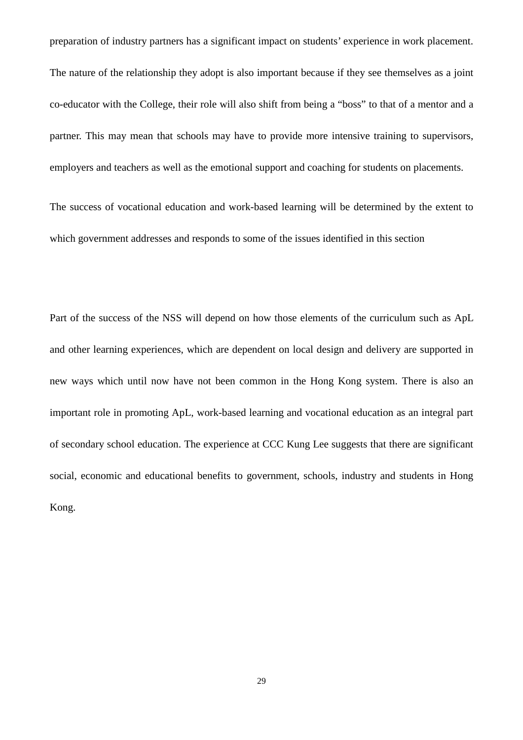preparation of industry partners has a significant impact on students' experience in work placement. The nature of the relationship they adopt is also important because if they see themselves as a joint co-educator with the College, their role will also shift from being a "boss" to that of a mentor and a partner. This may mean that schools may have to provide more intensive training to supervisors, employers and teachers as well as the emotional support and coaching for students on placements.

The success of vocational education and work-based learning will be determined by the extent to which government addresses and responds to some of the issues identified in this section

Part of the success of the NSS will depend on how those elements of the curriculum such as ApL and other learning experiences, which are dependent on local design and delivery are supported in new ways which until now have not been common in the Hong Kong system. There is also an important role in promoting ApL, work-based learning and vocational education as an integral part of secondary school education. The experience at CCC Kung Lee suggests that there are significant social, economic and educational benefits to government, schools, industry and students in Hong Kong.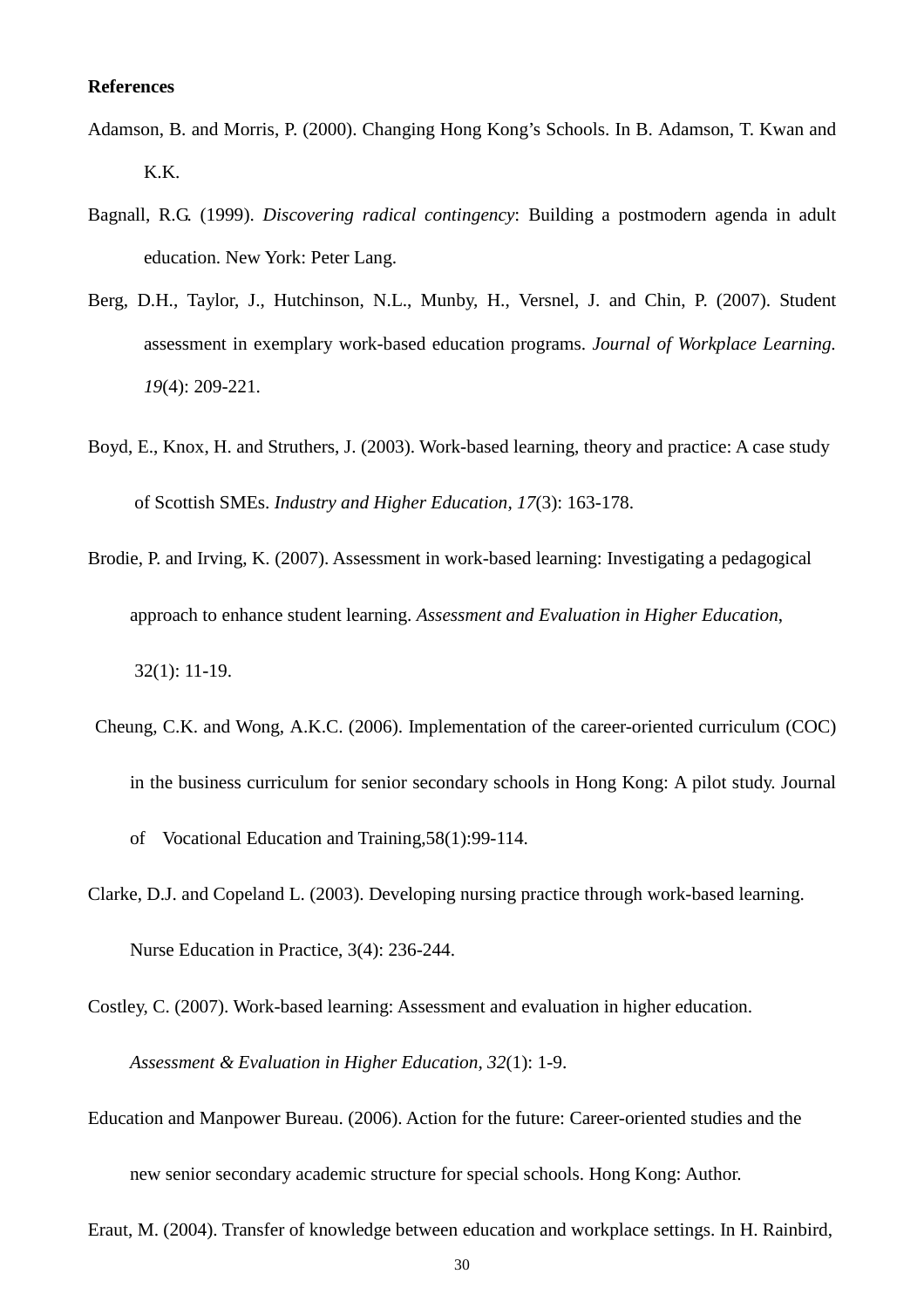**References**

Adamson, B. and Morris, P. (2000). Changing Hong Kong's Schools. In B. Adamson, T. Kwan and K.K.

Bagnall, R.G. (1999). *Discovering radical contingency*: Building a postmodern agenda in adult education. New York: Peter Lang.

Berg, D.H., Taylor, J., Hutchinson, N.L., Munby, H., Versnel, J. and Chin, P. (2007). Student assessment in exemplary work-based education programs. *Journal of Workplace Learning. 19*(4): 209-221.

Boyd, E., Knox, H. and Struthers, J. (2003). Work-based learning, theory and practice: A case study of Scottish SMEs. *Industry and Higher Education, 17*(3): 163-178.

Brodie, P. and Irving, K. (2007). Assessment in work-based learning: Investigating a pedagogical approach to enhance student learning. *Assessment and Evaluation in Higher Education*, 32(1): 11-19.

Cheung, C.K. and Wong, A.K.C. (2006). Implementation of the career-oriented curriculum (COC) in the business curriculum for senior secondary schools in Hong Kong: A pilot study. Journal of Vocational Education and Training,58(1):99-114.

Clarke, D.J. and Copeland L. (2003). Developing nursing practice through work-based learning. Nurse Education in Practice, 3(4): 236-244.

Costley, C. (2007). Work-based learning: Assessment and evaluation in higher education. *Assessment & Evaluation in Higher Education, 32*(1): 1-9.

Education and Manpower Bureau. (2006). Action for the future: Career-oriented studies and the new senior secondary academic structure for special schools. Hong Kong: Author.

Eraut, M. (2004). Transfer of knowledge between education and workplace settings. In H. Rainbird,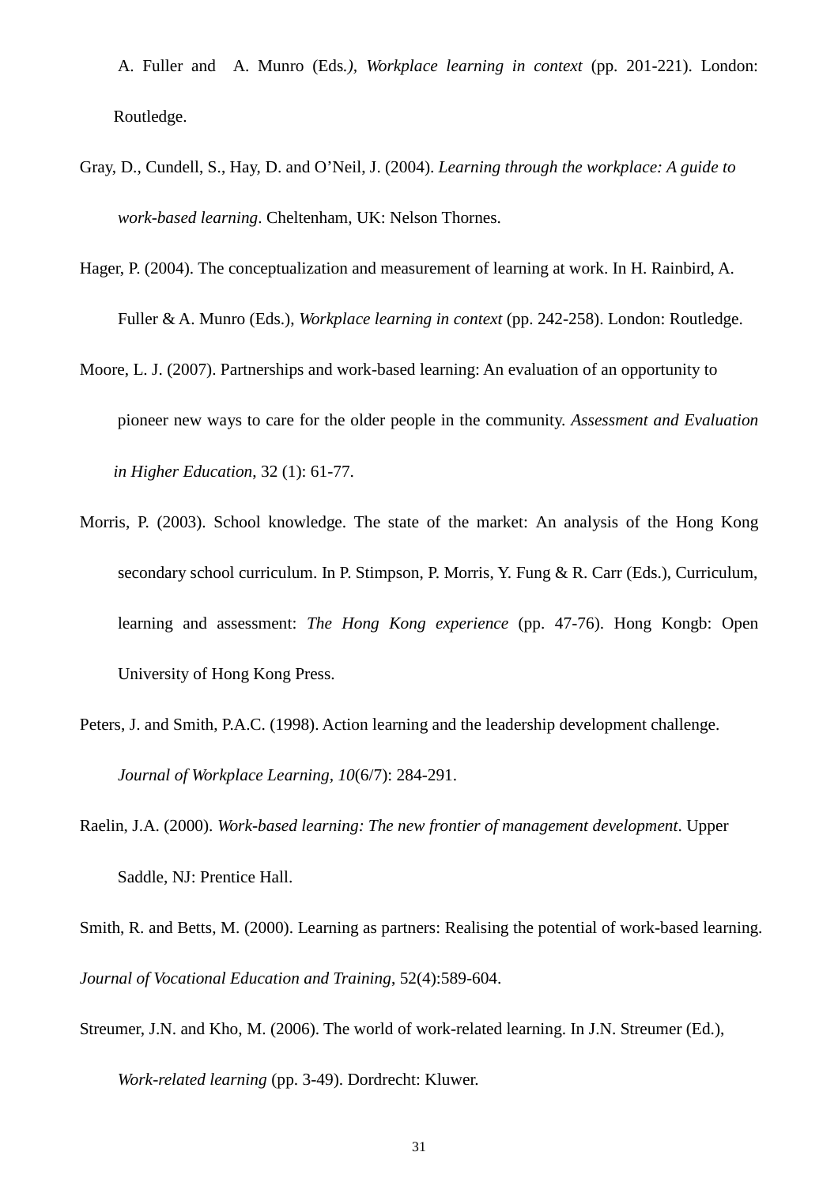A. Fuller and A. Munro (Eds*.)*, *Workplace learning in context* (pp. 201-221). London: Routledge.

Gray, D., Cundell, S., Hay, D. and O'Neil, J. (2004). *Learning through the workplace: A guide to work-based learning*. Cheltenham, UK: Nelson Thornes.

Hager, P. (2004). The conceptualization and measurement of learning at work. In H. Rainbird, A. Fuller & A. Munro (Eds.), *Workplace learning in context* (pp. 242-258). London: Routledge.

Moore, L. J. (2007). Partnerships and work-based learning: An evaluation of an opportunity to pioneer new ways to care for the older people in the community. *Assessment and Evaluation in Higher Education*, 32 (1): 61-77.

Morris, P. (2003). School knowledge. The state of the market: An analysis of the Hong Kong secondary school curriculum. In P. Stimpson, P. Morris, Y. Fung & R. Carr (Eds.), Curriculum, learning and assessment: *The Hong Kong experience* (pp. 47-76). Hong Kongb: Open University of Hong Kong Press.

Peters, J. and Smith, P.A.C. (1998). Action learning and the leadership development challenge. *Journal of Workplace Learning, 10*(6/7): 284-291.

Raelin, J.A. (2000). *Work-based learning: The new frontier of management development*. Upper Saddle, NJ: Prentice Hall.

Smith, R. and Betts, M. (2000). Learning as partners: Realising the potential of work-based learning. *Journal of Vocational Education and Training*, 52(4):589-604.

Streumer, J.N. and Kho, M. (2006). The world of work-related learning. In J.N. Streumer (Ed.), *Work-related learning* (pp. 3-49). Dordrecht: Kluwer.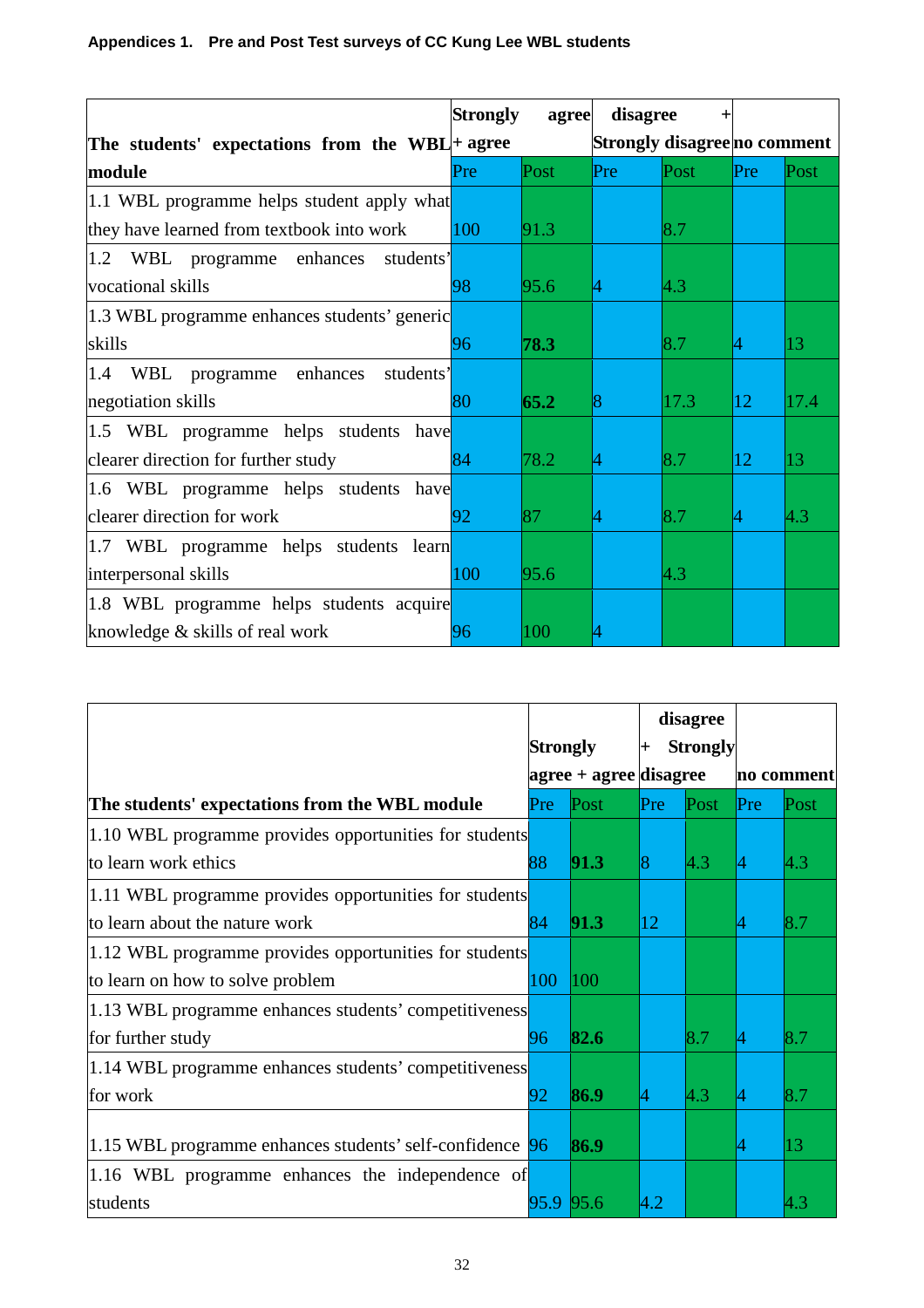**Appendices 1. Pre and Post Test surveys of CC Kung Lee WBL students**

| **The students' expectations from the WBL module** | **Strongly agree + agree** | | **disagree + Strongly disagree** | | **no comment** | |
|---|---|---|---|---|---|---|
| | Pre | Post | Pre | Post | Pre | Post |
| 1.1 WBL programme helps student apply what they have learned from textbook into work | 100 | 91.3 | | 8.7 | | |
| 1.2 WBL programme enhances students' vocational skills | 98 | 95.6 | 4 | 4.3 | | |
| 1.3 WBL programme enhances students' generic skills | 96 | **78.3** | | 8.7 | 4 | 13 |
| 1.4 WBL programme enhances students' negotiation skills | 80 | **65.2** | 8 | 17.3 | 12 | 17.4 |
| 1.5 WBL programme helps students have clearer direction for further study | 84 | 78.2 | 4 | 8.7 | 12 | 13 |
| 1.6 WBL programme helps students have clearer direction for work | 92 | 87 | 4 | 8.7 | 4 | 4.3 |
| 1.7 WBL programme helps students learn interpersonal skills | 100 | 95.6 | | 4.3 | | |
| 1.8 WBL programme helps students acquire knowledge & skills of real work | 96 | 100 | 4 | | | |

| **The students' expectations from the WBL module** | **Strongly agree + agree** | | **disagree + Strongly disagree** | | **no comment** | |
|---|---|---|---|---|---|---|
| | Pre | Post | Pre | Post | Pre | Post |
| 1.10 WBL programme provides opportunities for students to learn work ethics | 88 | **91.3** | 8 | 4.3 | 4 | 4.3 |
| 1.11 WBL programme provides opportunities for students to learn about the nature work | 84 | **91.3** | 12 | | 4 | 8.7 |
| 1.12 WBL programme provides opportunities for students to learn on how to solve problem | 100 | 100 | | | | |
| 1.13 WBL programme enhances students' competitiveness for further study | 96 | **82.6** | | 8.7 | 4 | 8.7 |
| 1.14 WBL programme enhances students' competitiveness for work | 92 | **86.9** | 4 | 4.3 | 4 | 8.7 |
| 1.15 WBL programme enhances students' self-confidence | 96 | **86.9** | | | 4 | 13 |
| 1.16 WBL programme enhances the independence of students | 95.9 | 95.6 | 4.2 | | | 4.3 |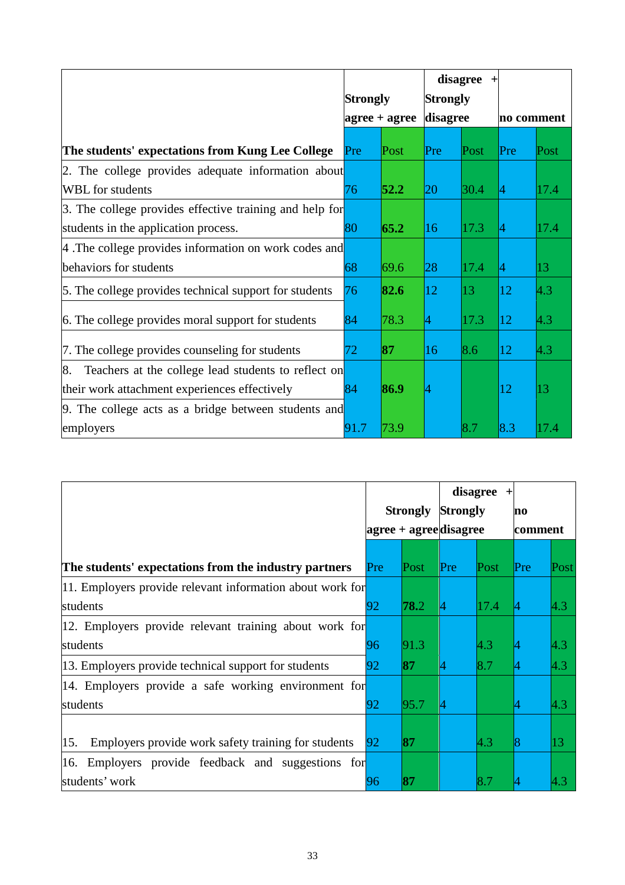| The students' expectations from Kung Lee College | Strongly agree + agree | | disagree + Strongly disagree | | no comment | |
|---|---|---|---|---|---|---|
| | Pre | Post | Pre | Post | Pre | Post |
| 2. The college provides adequate information about WBL for students | 76 | **52.2** | 20 | 30.4 | 4 | 17.4 |
| 3. The college provides effective training and help for students in the application process. | 80 | **65.2** | 16 | 17.3 | 4 | 17.4 |
| 4 .The college provides information on work codes and behaviors for students | 68 | 69.6 | 28 | 17.4 | 4 | 13 |
| 5. The college provides technical support for students | 76 | **82.6** | 12 | 13 | 12 | 4.3 |
| 6. The college provides moral support for students | 84 | 78.3 | 4 | 17.3 | 12 | 4.3 |
| 7. The college provides counseling for students | 72 | **87** | 16 | 8.6 | 12 | 4.3 |
| 8. Teachers at the college lead students to reflect on their work attachment experiences effectively | 84 | **86.9** | 4 | | 12 | 13 |
| 9. The college acts as a bridge between students and employers | 91.7 | 73.9 | | 8.7 | 8.3 | 17.4 |

| The students' expectations from the industry partners | Strongly agree + agree | | disagree + Strongly disagree | | no comment | |
|---|---|---|---|---|---|---|
| | Pre | Post | Pre | Post | Pre | Post |
| 11. Employers provide relevant information about work for students | 92 | **78.2** | 4 | 17.4 | 4 | 4.3 |
| 12. Employers provide relevant training about work for students | 96 | 91.3 | | 4.3 | 4 | 4.3 |
| 13. Employers provide technical support for students | 92 | **87** | 4 | 8.7 | 4 | 4.3 |
| 14. Employers provide a safe working environment for students | 92 | 95.7 | 4 | | 4 | 4.3 |
| 15. Employers provide work safety training for students | 92 | **87** | | 4.3 | 8 | 13 |
| 16. Employers provide feedback and suggestions for students' work | 96 | **87** | | 8.7 | 4 | 4.3 |